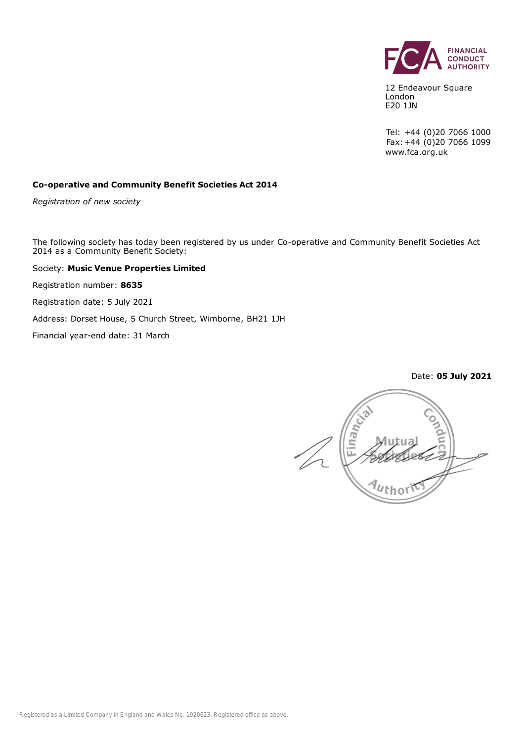FINANCIAL CONDUCT AUTHORITY

12 Endeavour Square
London
E20 1JN

Tel: +44 (0)20 7066 1000
Fax: +44 (0)20 7066 1099
www.fca.org.uk

**Co-operative and Community Benefit Societies Act 2014**

*Registration of new society*

The following society has today been registered by us under Co-operative and Community Benefit Societies Act 2014 as a Community Benefit Society:

Society: **Music Venue Properties Limited**

Registration number: **8635**

Registration date: 5 July 2021

Address: Dorset House, 5 Church Street, Wimborne, BH21 1JH

Financial year-end date: 31 March

Date: **05 July 2021**

Financial Conduct Authority Mutual Societies

Registered as a Limited Company in England and Wales No. 1920623. Registered office as above.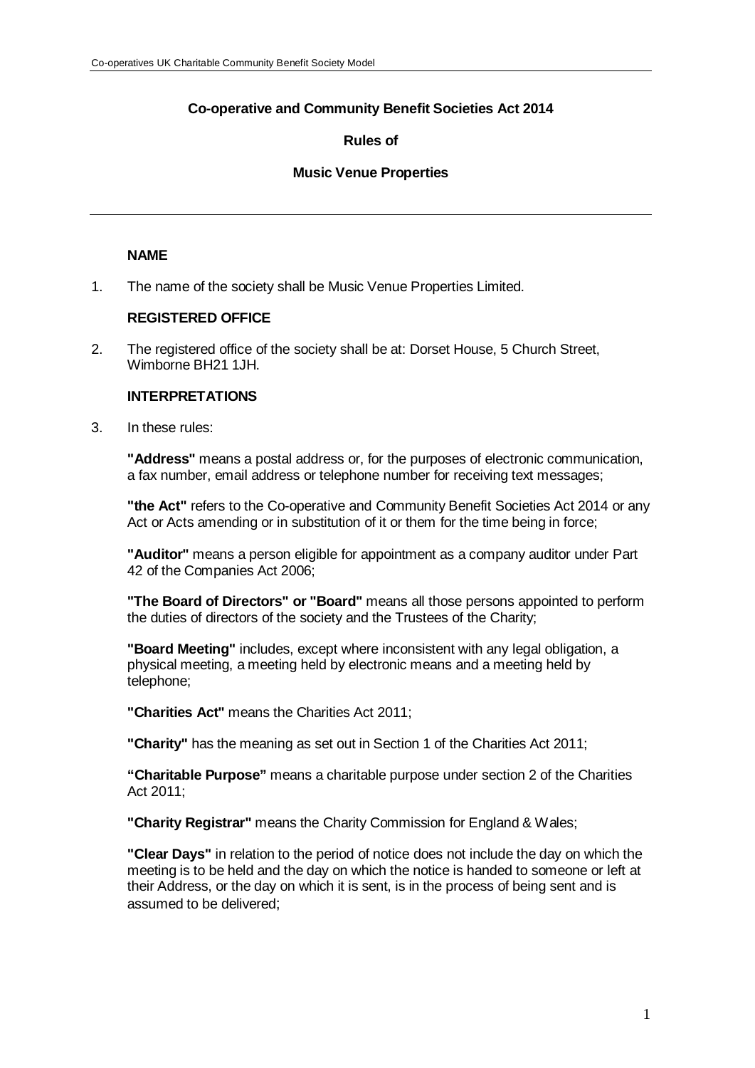**Co-operative and Community Benefit Societies Act 2014**

**Rules of**

**Music Venue Properties**

---

**NAME**

1. The name of the society shall be Music Venue Properties Limited.

**REGISTERED OFFICE**

2. The registered office of the society shall be at: Dorset House, 5 Church Street, Wimborne BH21 1JH.

**INTERPRETATIONS**

3. In these rules:

   **"Address"** means a postal address or, for the purposes of electronic communication, a fax number, email address or telephone number for receiving text messages;

   **"the Act"** refers to the Co-operative and Community Benefit Societies Act 2014 or any Act or Acts amending or in substitution of it or them for the time being in force;

   **"Auditor"** means a person eligible for appointment as a company auditor under Part 42 of the Companies Act 2006;

   **"The Board of Directors" or "Board"** means all those persons appointed to perform the duties of directors of the society and the Trustees of the Charity;

   **"Board Meeting"** includes, except where inconsistent with any legal obligation, a physical meeting, a meeting held by electronic means and a meeting held by telephone;

   **"Charities Act"** means the Charities Act 2011;

   **"Charity"** has the meaning as set out in Section 1 of the Charities Act 2011;

   **"Charitable Purpose"** means a charitable purpose under section 2 of the Charities Act 2011;

   **"Charity Registrar"** means the Charity Commission for England & Wales;

   **"Clear Days"** in relation to the period of notice does not include the day on which the meeting is to be held and the day on which the notice is handed to someone or left at their Address, or the day on which it is sent, is in the process of being sent and is assumed to be delivered;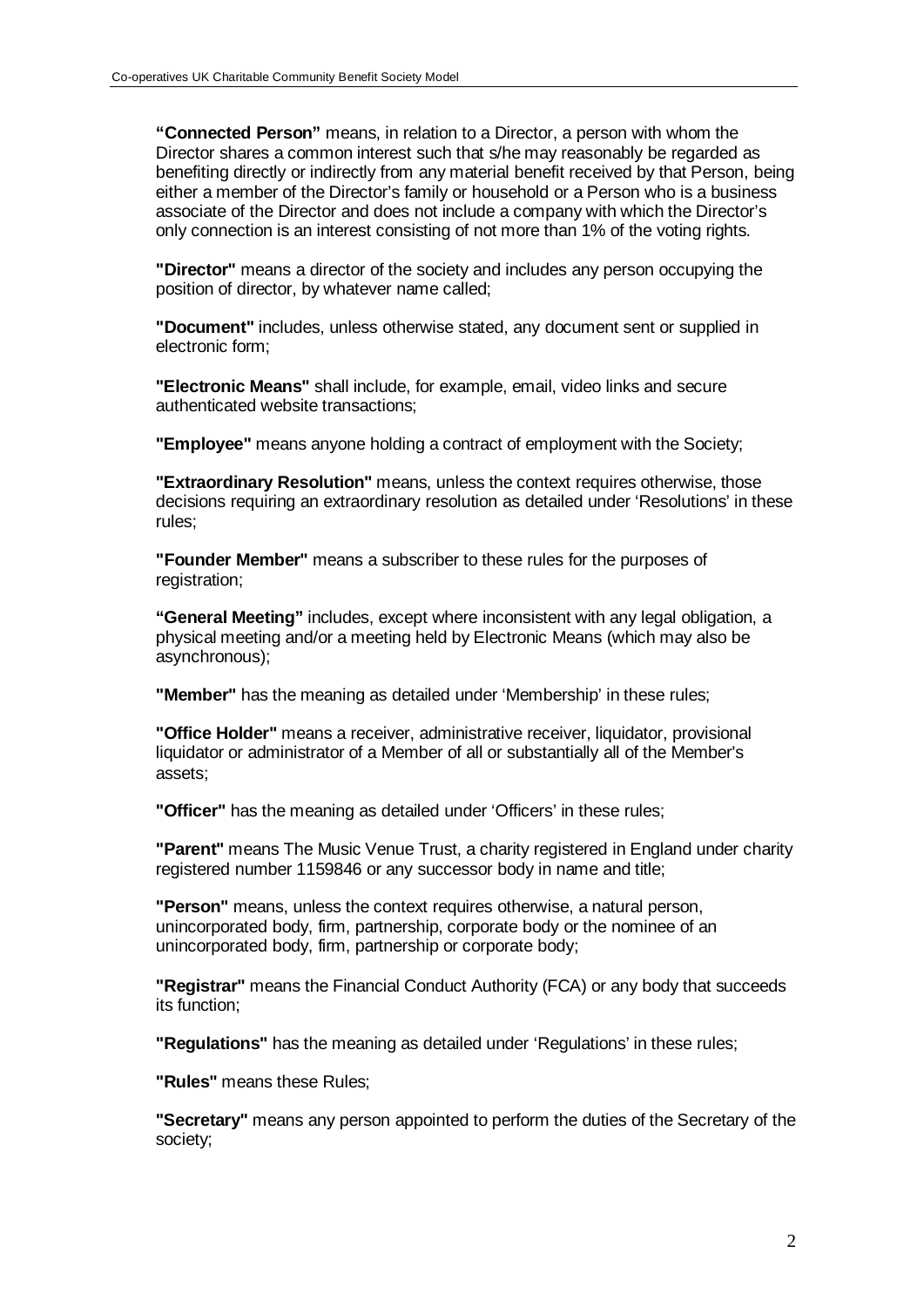**"Connected Person"** means, in relation to a Director, a person with whom the Director shares a common interest such that s/he may reasonably be regarded as benefiting directly or indirectly from any material benefit received by that Person, being either a member of the Director's family or household or a Person who is a business associate of the Director and does not include a company with which the Director's only connection is an interest consisting of not more than 1% of the voting rights.

**"Director"** means a director of the society and includes any person occupying the position of director, by whatever name called;

**"Document"** includes, unless otherwise stated, any document sent or supplied in electronic form;

**"Electronic Means"** shall include, for example, email, video links and secure authenticated website transactions;

**"Employee"** means anyone holding a contract of employment with the Society;

**"Extraordinary Resolution"** means, unless the context requires otherwise, those decisions requiring an extraordinary resolution as detailed under 'Resolutions' in these rules;

**"Founder Member"** means a subscriber to these rules for the purposes of registration;

**"General Meeting"** includes, except where inconsistent with any legal obligation, a physical meeting and/or a meeting held by Electronic Means (which may also be asynchronous);

**"Member"** has the meaning as detailed under 'Membership' in these rules;

**"Office Holder"** means a receiver, administrative receiver, liquidator, provisional liquidator or administrator of a Member of all or substantially all of the Member's assets;

**"Officer"** has the meaning as detailed under 'Officers' in these rules;

**"Parent"** means The Music Venue Trust, a charity registered in England under charity registered number 1159846 or any successor body in name and title;

**"Person"** means, unless the context requires otherwise, a natural person, unincorporated body, firm, partnership, corporate body or the nominee of an unincorporated body, firm, partnership or corporate body;

**"Registrar"** means the Financial Conduct Authority (FCA) or any body that succeeds its function;

**"Regulations"** has the meaning as detailed under 'Regulations' in these rules;

**"Rules"** means these Rules;

**"Secretary"** means any person appointed to perform the duties of the Secretary of the society;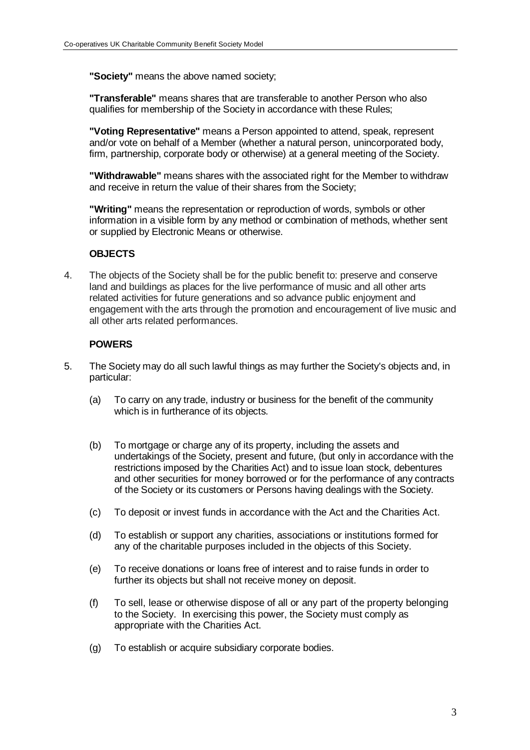**"Society"** means the above named society;

**"Transferable"** means shares that are transferable to another Person who also qualifies for membership of the Society in accordance with these Rules;

**"Voting Representative"** means a Person appointed to attend, speak, represent and/or vote on behalf of a Member (whether a natural person, unincorporated body, firm, partnership, corporate body or otherwise) at a general meeting of the Society.

**"Withdrawable"** means shares with the associated right for the Member to withdraw and receive in return the value of their shares from the Society;

**"Writing"** means the representation or reproduction of words, symbols or other information in a visible form by any method or combination of methods, whether sent or supplied by Electronic Means or otherwise.

## OBJECTS

4. The objects of the Society shall be for the public benefit to: preserve and conserve land and buildings as places for the live performance of music and all other arts related activities for future generations and so advance public enjoyment and engagement with the arts through the promotion and encouragement of live music and all other arts related performances.

## POWERS

5. The Society may do all such lawful things as may further the Society's objects and, in particular:

   (a) To carry on any trade, industry or business for the benefit of the community which is in furtherance of its objects.

   (b) To mortgage or charge any of its property, including the assets and undertakings of the Society, present and future, (but only in accordance with the restrictions imposed by the Charities Act) and to issue loan stock, debentures and other securities for money borrowed or for the performance of any contracts of the Society or its customers or Persons having dealings with the Society.

   (c) To deposit or invest funds in accordance with the Act and the Charities Act.

   (d) To establish or support any charities, associations or institutions formed for any of the charitable purposes included in the objects of this Society.

   (e) To receive donations or loans free of interest and to raise funds in order to further its objects but shall not receive money on deposit.

   (f) To sell, lease or otherwise dispose of all or any part of the property belonging to the Society. In exercising this power, the Society must comply as appropriate with the Charities Act.

   (g) To establish or acquire subsidiary corporate bodies.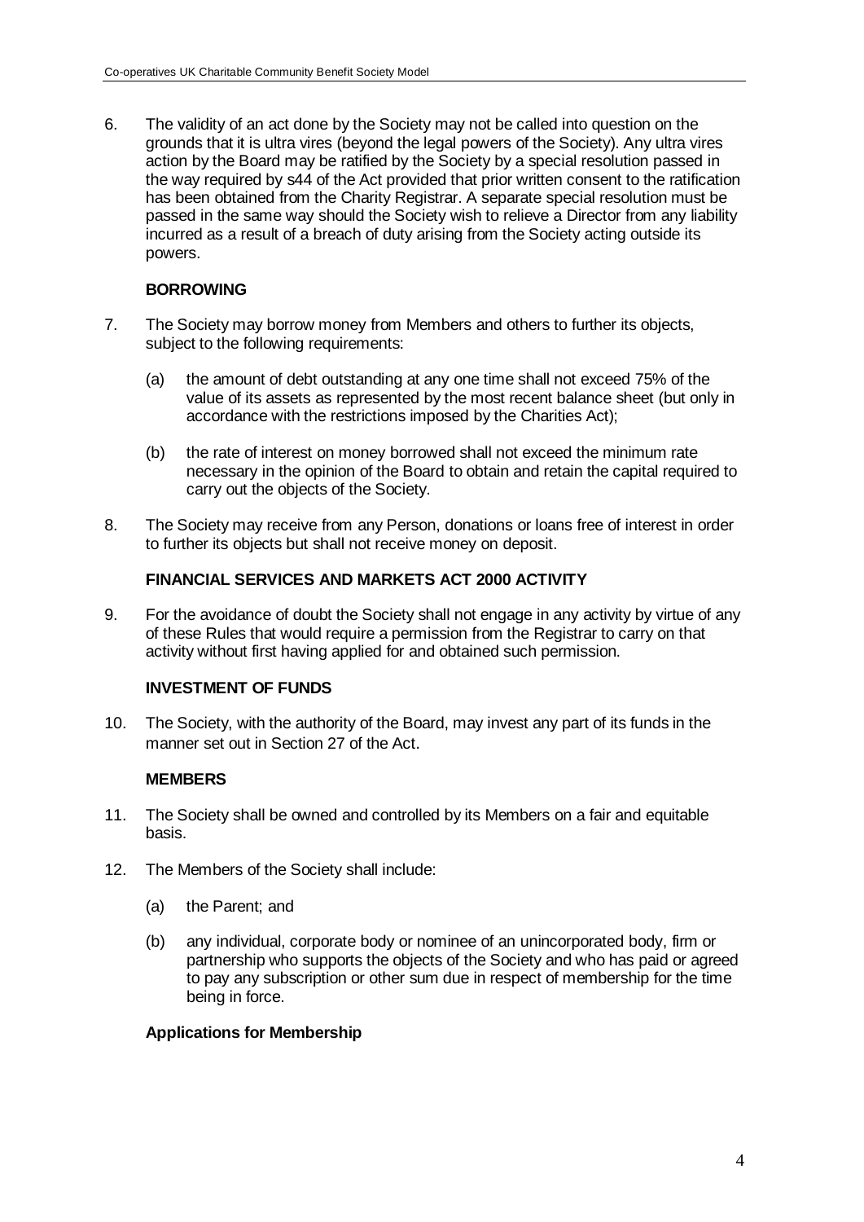6. The validity of an act done by the Society may not be called into question on the grounds that it is ultra vires (beyond the legal powers of the Society). Any ultra vires action by the Board may be ratified by the Society by a special resolution passed in the way required by s44 of the Act provided that prior written consent to the ratification has been obtained from the Charity Registrar. A separate special resolution must be passed in the same way should the Society wish to relieve a Director from any liability incurred as a result of a breach of duty arising from the Society acting outside its powers.

**BORROWING**

7. The Society may borrow money from Members and others to further its objects, subject to the following requirements:

   (a) the amount of debt outstanding at any one time shall not exceed 75% of the value of its assets as represented by the most recent balance sheet (but only in accordance with the restrictions imposed by the Charities Act);

   (b) the rate of interest on money borrowed shall not exceed the minimum rate necessary in the opinion of the Board to obtain and retain the capital required to carry out the objects of the Society.

8. The Society may receive from any Person, donations or loans free of interest in order to further its objects but shall not receive money on deposit.

**FINANCIAL SERVICES AND MARKETS ACT 2000 ACTIVITY**

9. For the avoidance of doubt the Society shall not engage in any activity by virtue of any of these Rules that would require a permission from the Registrar to carry on that activity without first having applied for and obtained such permission.

**INVESTMENT OF FUNDS**

10. The Society, with the authority of the Board, may invest any part of its funds in the manner set out in Section 27 of the Act.

**MEMBERS**

11. The Society shall be owned and controlled by its Members on a fair and equitable basis.

12. The Members of the Society shall include:

    (a) the Parent; and

    (b) any individual, corporate body or nominee of an unincorporated body, firm or partnership who supports the objects of the Society and who has paid or agreed to pay any subscription or other sum due in respect of membership for the time being in force.

**Applications for Membership**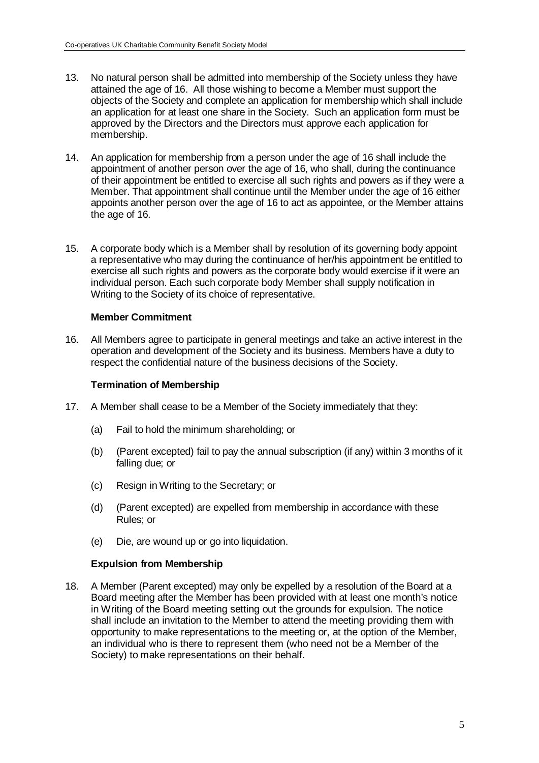13. No natural person shall be admitted into membership of the Society unless they have attained the age of 16. All those wishing to become a Member must support the objects of the Society and complete an application for membership which shall include an application for at least one share in the Society. Such an application form must be approved by the Directors and the Directors must approve each application for membership.

14. An application for membership from a person under the age of 16 shall include the appointment of another person over the age of 16, who shall, during the continuance of their appointment be entitled to exercise all such rights and powers as if they were a Member. That appointment shall continue until the Member under the age of 16 either appoints another person over the age of 16 to act as appointee, or the Member attains the age of 16.

15. A corporate body which is a Member shall by resolution of its governing body appoint a representative who may during the continuance of her/his appointment be entitled to exercise all such rights and powers as the corporate body would exercise if it were an individual person. Each such corporate body Member shall supply notification in Writing to the Society of its choice of representative.

**Member Commitment**

16. All Members agree to participate in general meetings and take an active interest in the operation and development of the Society and its business. Members have a duty to respect the confidential nature of the business decisions of the Society.

**Termination of Membership**

17. A Member shall cease to be a Member of the Society immediately that they:

    (a) Fail to hold the minimum shareholding; or

    (b) (Parent excepted) fail to pay the annual subscription (if any) within 3 months of it falling due; or

    (c) Resign in Writing to the Secretary; or

    (d) (Parent excepted) are expelled from membership in accordance with these Rules; or

    (e) Die, are wound up or go into liquidation.

**Expulsion from Membership**

18. A Member (Parent excepted) may only be expelled by a resolution of the Board at a Board meeting after the Member has been provided with at least one month's notice in Writing of the Board meeting setting out the grounds for expulsion. The notice shall include an invitation to the Member to attend the meeting providing them with opportunity to make representations to the meeting or, at the option of the Member, an individual who is there to represent them (who need not be a Member of the Society) to make representations on their behalf.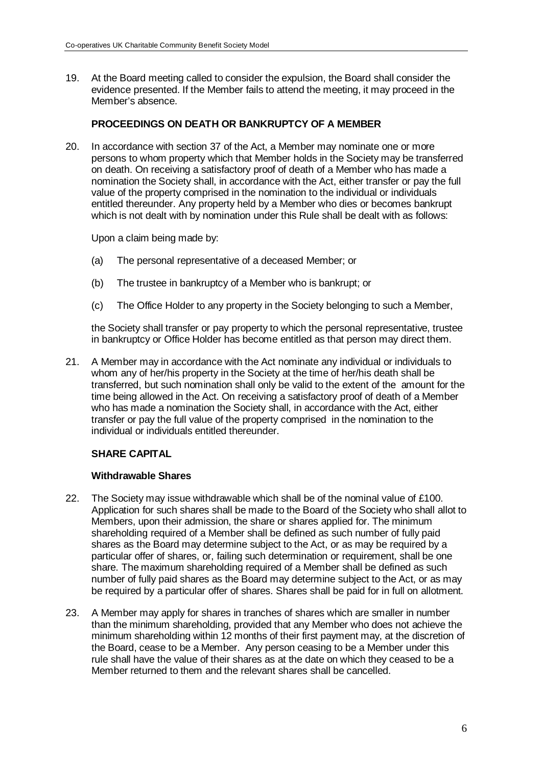19. At the Board meeting called to consider the expulsion, the Board shall consider the evidence presented. If the Member fails to attend the meeting, it may proceed in the Member's absence.

**PROCEEDINGS ON DEATH OR BANKRUPTCY OF A MEMBER**

20. In accordance with section 37 of the Act, a Member may nominate one or more persons to whom property which that Member holds in the Society may be transferred on death. On receiving a satisfactory proof of death of a Member who has made a nomination the Society shall, in accordance with the Act, either transfer or pay the full value of the property comprised in the nomination to the individual or individuals entitled thereunder. Any property held by a Member who dies or becomes bankrupt which is not dealt with by nomination under this Rule shall be dealt with as follows:

    Upon a claim being made by:

    (a) The personal representative of a deceased Member; or

    (b) The trustee in bankruptcy of a Member who is bankrupt; or

    (c) The Office Holder to any property in the Society belonging to such a Member,

    the Society shall transfer or pay property to which the personal representative, trustee in bankruptcy or Office Holder has become entitled as that person may direct them.

21. A Member may in accordance with the Act nominate any individual or individuals to whom any of her/his property in the Society at the time of her/his death shall be transferred, but such nomination shall only be valid to the extent of the amount for the time being allowed in the Act. On receiving a satisfactory proof of death of a Member who has made a nomination the Society shall, in accordance with the Act, either transfer or pay the full value of the property comprised in the nomination to the individual or individuals entitled thereunder.

**SHARE CAPITAL**

**Withdrawable Shares**

22. The Society may issue withdrawable which shall be of the nominal value of £100. Application for such shares shall be made to the Board of the Society who shall allot to Members, upon their admission, the share or shares applied for. The minimum shareholding required of a Member shall be defined as such number of fully paid shares as the Board may determine subject to the Act, or as may be required by a particular offer of shares, or, failing such determination or requirement, shall be one share. The maximum shareholding required of a Member shall be defined as such number of fully paid shares as the Board may determine subject to the Act, or as may be required by a particular offer of shares. Shares shall be paid for in full on allotment.

23. A Member may apply for shares in tranches of shares which are smaller in number than the minimum shareholding, provided that any Member who does not achieve the minimum shareholding within 12 months of their first payment may, at the discretion of the Board, cease to be a Member. Any person ceasing to be a Member under this rule shall have the value of their shares as at the date on which they ceased to be a Member returned to them and the relevant shares shall be cancelled.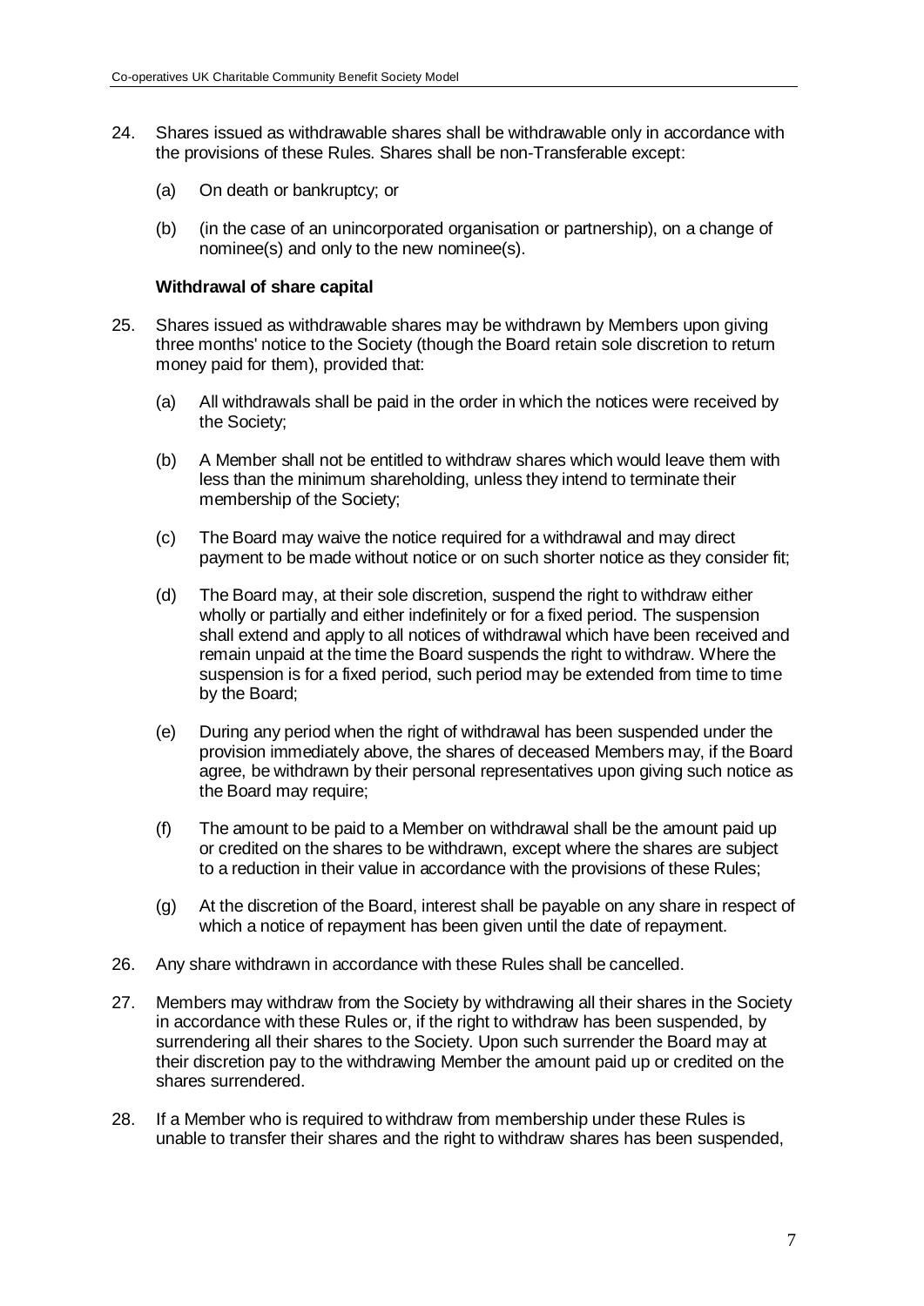24. Shares issued as withdrawable shares shall be withdrawable only in accordance with the provisions of these Rules. Shares shall be non-Transferable except:

    (a) On death or bankruptcy; or

    (b) (in the case of an unincorporated organisation or partnership), on a change of nominee(s) and only to the new nominee(s).

**Withdrawal of share capital**

25. Shares issued as withdrawable shares may be withdrawn by Members upon giving three months' notice to the Society (though the Board retain sole discretion to return money paid for them), provided that:

    (a) All withdrawals shall be paid in the order in which the notices were received by the Society;

    (b) A Member shall not be entitled to withdraw shares which would leave them with less than the minimum shareholding, unless they intend to terminate their membership of the Society;

    (c) The Board may waive the notice required for a withdrawal and may direct payment to be made without notice or on such shorter notice as they consider fit;

    (d) The Board may, at their sole discretion, suspend the right to withdraw either wholly or partially and either indefinitely or for a fixed period. The suspension shall extend and apply to all notices of withdrawal which have been received and remain unpaid at the time the Board suspends the right to withdraw. Where the suspension is for a fixed period, such period may be extended from time to time by the Board;

    (e) During any period when the right of withdrawal has been suspended under the provision immediately above, the shares of deceased Members may, if the Board agree, be withdrawn by their personal representatives upon giving such notice as the Board may require;

    (f) The amount to be paid to a Member on withdrawal shall be the amount paid up or credited on the shares to be withdrawn, except where the shares are subject to a reduction in their value in accordance with the provisions of these Rules;

    (g) At the discretion of the Board, interest shall be payable on any share in respect of which a notice of repayment has been given until the date of repayment.

26. Any share withdrawn in accordance with these Rules shall be cancelled.

27. Members may withdraw from the Society by withdrawing all their shares in the Society in accordance with these Rules or, if the right to withdraw has been suspended, by surrendering all their shares to the Society. Upon such surrender the Board may at their discretion pay to the withdrawing Member the amount paid up or credited on the shares surrendered.

28. If a Member who is required to withdraw from membership under these Rules is unable to transfer their shares and the right to withdraw shares has been suspended,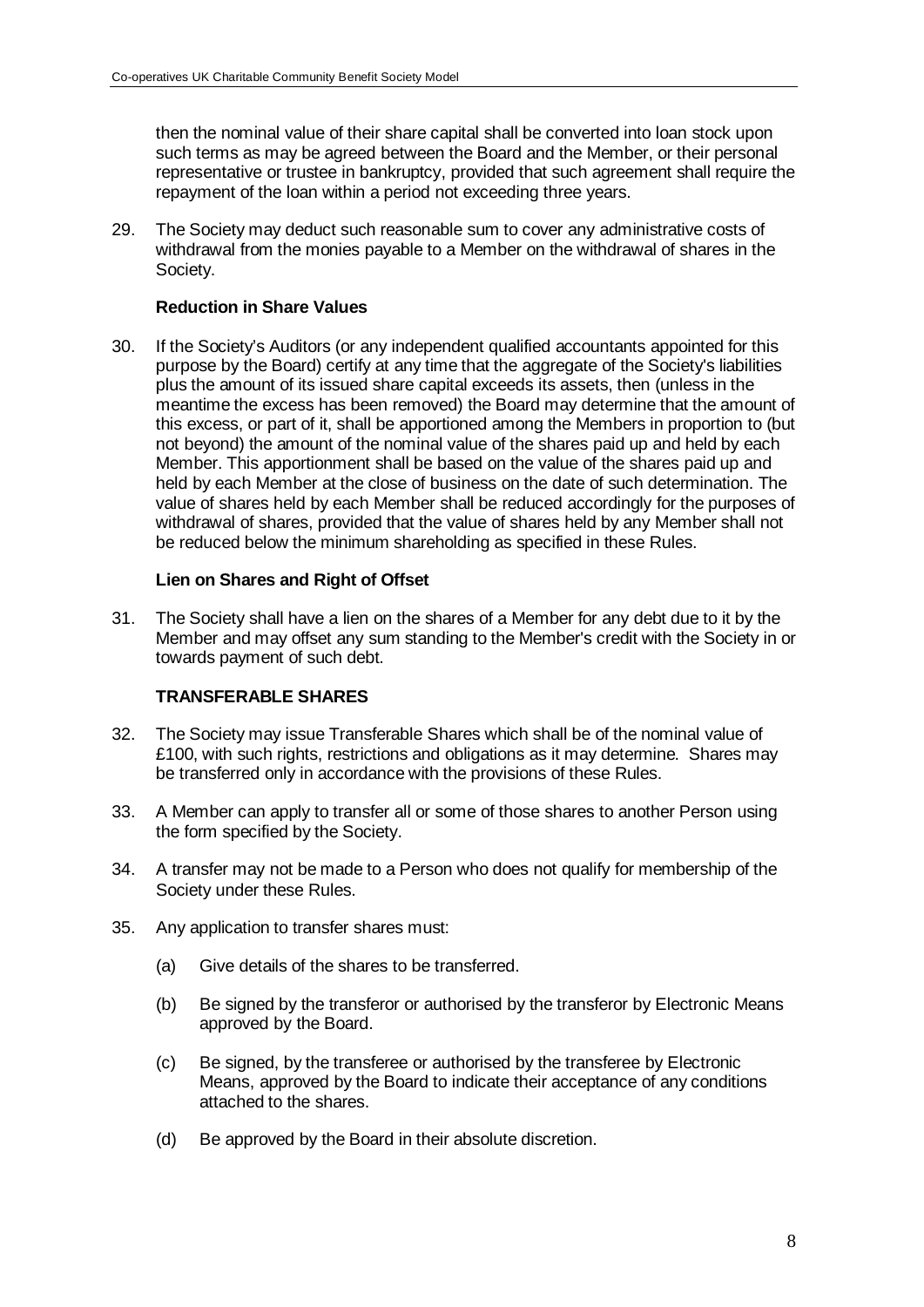then the nominal value of their share capital shall be converted into loan stock upon such terms as may be agreed between the Board and the Member, or their personal representative or trustee in bankruptcy, provided that such agreement shall require the repayment of the loan within a period not exceeding three years.

29. The Society may deduct such reasonable sum to cover any administrative costs of withdrawal from the monies payable to a Member on the withdrawal of shares in the Society.

**Reduction in Share Values**

30. If the Society's Auditors (or any independent qualified accountants appointed for this purpose by the Board) certify at any time that the aggregate of the Society's liabilities plus the amount of its issued share capital exceeds its assets, then (unless in the meantime the excess has been removed) the Board may determine that the amount of this excess, or part of it, shall be apportioned among the Members in proportion to (but not beyond) the amount of the nominal value of the shares paid up and held by each Member. This apportionment shall be based on the value of the shares paid up and held by each Member at the close of business on the date of such determination. The value of shares held by each Member shall be reduced accordingly for the purposes of withdrawal of shares, provided that the value of shares held by any Member shall not be reduced below the minimum shareholding as specified in these Rules.

**Lien on Shares and Right of Offset**

31. The Society shall have a lien on the shares of a Member for any debt due to it by the Member and may offset any sum standing to the Member's credit with the Society in or towards payment of such debt.

**TRANSFERABLE SHARES**

32. The Society may issue Transferable Shares which shall be of the nominal value of £100, with such rights, restrictions and obligations as it may determine. Shares may be transferred only in accordance with the provisions of these Rules.

33. A Member can apply to transfer all or some of those shares to another Person using the form specified by the Society.

34. A transfer may not be made to a Person who does not qualify for membership of the Society under these Rules.

35. Any application to transfer shares must:

    (a) Give details of the shares to be transferred.

    (b) Be signed by the transferor or authorised by the transferor by Electronic Means approved by the Board.

    (c) Be signed, by the transferee or authorised by the transferee by Electronic Means, approved by the Board to indicate their acceptance of any conditions attached to the shares.

    (d) Be approved by the Board in their absolute discretion.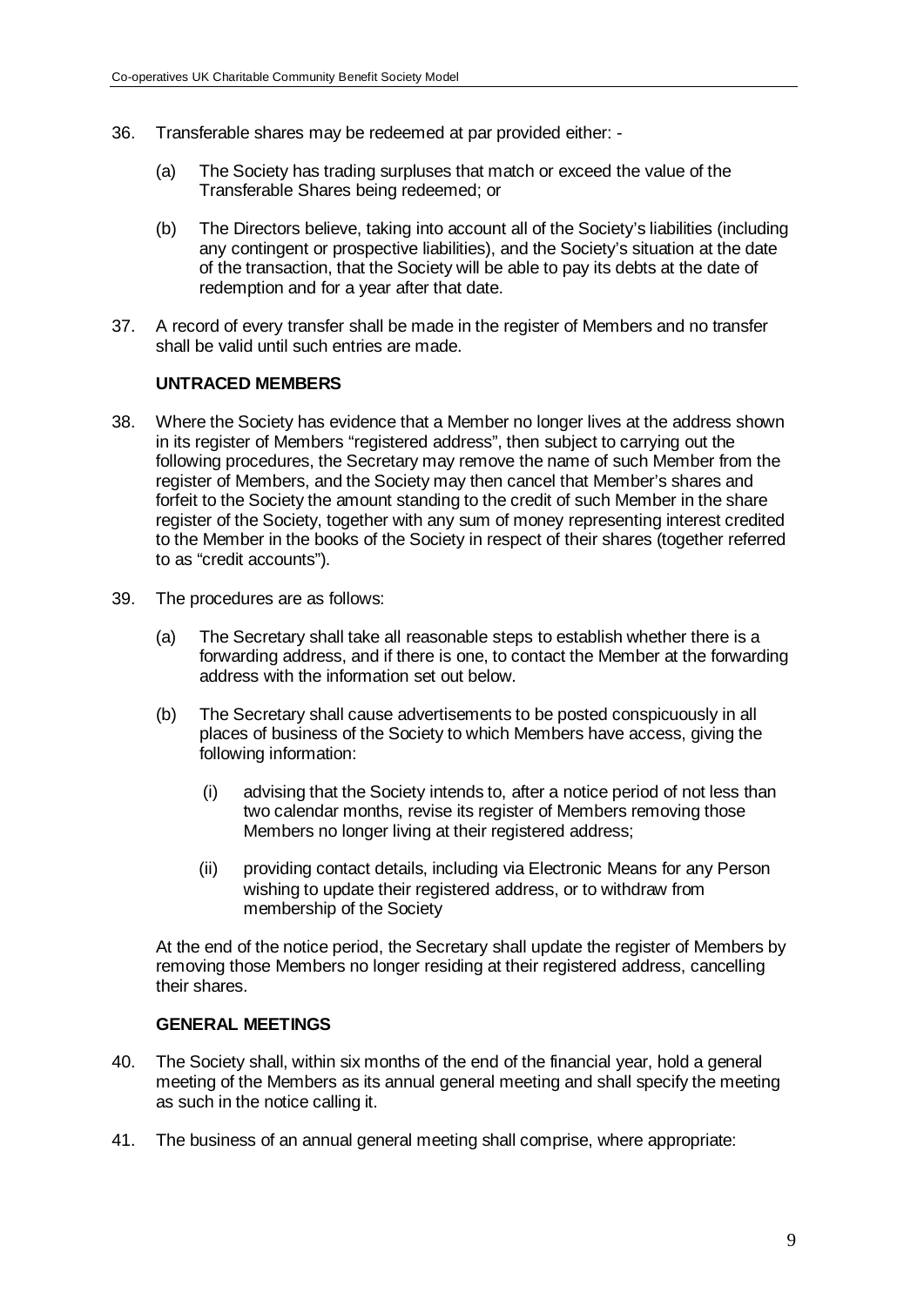36. Transferable shares may be redeemed at par provided either: -

    (a) The Society has trading surpluses that match or exceed the value of the Transferable Shares being redeemed; or

    (b) The Directors believe, taking into account all of the Society's liabilities (including any contingent or prospective liabilities), and the Society's situation at the date of the transaction, that the Society will be able to pay its debts at the date of redemption and for a year after that date.

37. A record of every transfer shall be made in the register of Members and no transfer shall be valid until such entries are made.

### UNTRACED MEMBERS

38. Where the Society has evidence that a Member no longer lives at the address shown in its register of Members "registered address", then subject to carrying out the following procedures, the Secretary may remove the name of such Member from the register of Members, and the Society may then cancel that Member's shares and forfeit to the Society the amount standing to the credit of such Member in the share register of the Society, together with any sum of money representing interest credited to the Member in the books of the Society in respect of their shares (together referred to as "credit accounts").

39. The procedures are as follows:

    (a) The Secretary shall take all reasonable steps to establish whether there is a forwarding address, and if there is one, to contact the Member at the forwarding address with the information set out below.

    (b) The Secretary shall cause advertisements to be posted conspicuously in all places of business of the Society to which Members have access, giving the following information:

        (i) advising that the Society intends to, after a notice period of not less than two calendar months, revise its register of Members removing those Members no longer living at their registered address;

        (ii) providing contact details, including via Electronic Means for any Person wishing to update their registered address, or to withdraw from membership of the Society

    At the end of the notice period, the Secretary shall update the register of Members by removing those Members no longer residing at their registered address, cancelling their shares.

### GENERAL MEETINGS

40. The Society shall, within six months of the end of the financial year, hold a general meeting of the Members as its annual general meeting and shall specify the meeting as such in the notice calling it.

41. The business of an annual general meeting shall comprise, where appropriate: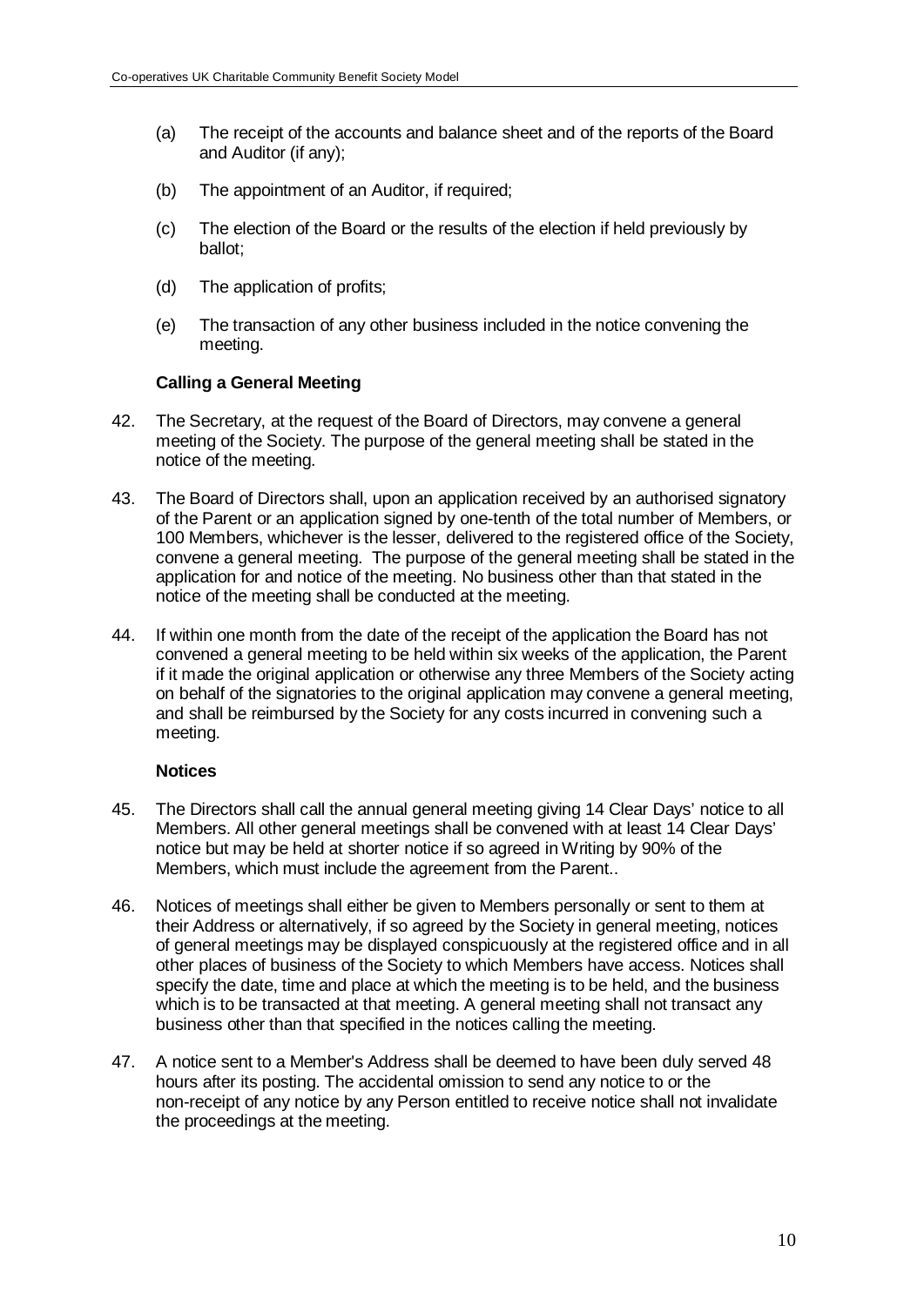(a) The receipt of the accounts and balance sheet and of the reports of the Board and Auditor (if any);

(b) The appointment of an Auditor, if required;

(c) The election of the Board or the results of the election if held previously by ballot;

(d) The application of profits;

(e) The transaction of any other business included in the notice convening the meeting.

**Calling a General Meeting**

42. The Secretary, at the request of the Board of Directors, may convene a general meeting of the Society. The purpose of the general meeting shall be stated in the notice of the meeting.

43. The Board of Directors shall, upon an application received by an authorised signatory of the Parent or an application signed by one-tenth of the total number of Members, or 100 Members, whichever is the lesser, delivered to the registered office of the Society, convene a general meeting. The purpose of the general meeting shall be stated in the application for and notice of the meeting. No business other than that stated in the notice of the meeting shall be conducted at the meeting.

44. If within one month from the date of the receipt of the application the Board has not convened a general meeting to be held within six weeks of the application, the Parent if it made the original application or otherwise any three Members of the Society acting on behalf of the signatories to the original application may convene a general meeting, and shall be reimbursed by the Society for any costs incurred in convening such a meeting.

**Notices**

45. The Directors shall call the annual general meeting giving 14 Clear Days' notice to all Members. All other general meetings shall be convened with at least 14 Clear Days' notice but may be held at shorter notice if so agreed in Writing by 90% of the Members, which must include the agreement from the Parent..

46. Notices of meetings shall either be given to Members personally or sent to them at their Address or alternatively, if so agreed by the Society in general meeting, notices of general meetings may be displayed conspicuously at the registered office and in all other places of business of the Society to which Members have access. Notices shall specify the date, time and place at which the meeting is to be held, and the business which is to be transacted at that meeting. A general meeting shall not transact any business other than that specified in the notices calling the meeting.

47. A notice sent to a Member's Address shall be deemed to have been duly served 48 hours after its posting. The accidental omission to send any notice to or the non-receipt of any notice by any Person entitled to receive notice shall not invalidate the proceedings at the meeting.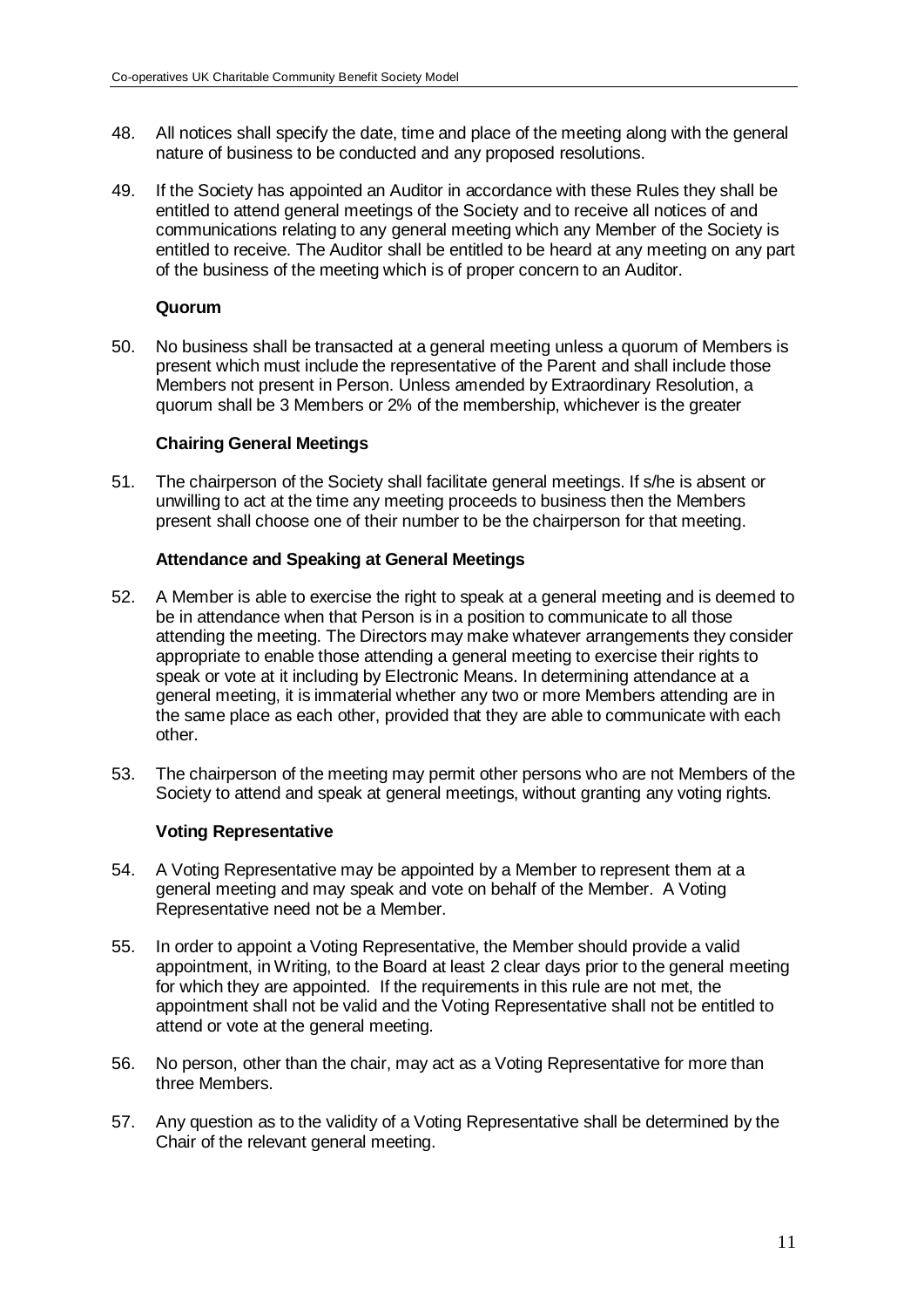48. All notices shall specify the date, time and place of the meeting along with the general nature of business to be conducted and any proposed resolutions.

49. If the Society has appointed an Auditor in accordance with these Rules they shall be entitled to attend general meetings of the Society and to receive all notices of and communications relating to any general meeting which any Member of the Society is entitled to receive. The Auditor shall be entitled to be heard at any meeting on any part of the business of the meeting which is of proper concern to an Auditor.

**Quorum**

50. No business shall be transacted at a general meeting unless a quorum of Members is present which must include the representative of the Parent and shall include those Members not present in Person. Unless amended by Extraordinary Resolution, a quorum shall be 3 Members or 2% of the membership, whichever is the greater

**Chairing General Meetings**

51. The chairperson of the Society shall facilitate general meetings. If s/he is absent or unwilling to act at the time any meeting proceeds to business then the Members present shall choose one of their number to be the chairperson for that meeting.

**Attendance and Speaking at General Meetings**

52. A Member is able to exercise the right to speak at a general meeting and is deemed to be in attendance when that Person is in a position to communicate to all those attending the meeting. The Directors may make whatever arrangements they consider appropriate to enable those attending a general meeting to exercise their rights to speak or vote at it including by Electronic Means. In determining attendance at a general meeting, it is immaterial whether any two or more Members attending are in the same place as each other, provided that they are able to communicate with each other.

53. The chairperson of the meeting may permit other persons who are not Members of the Society to attend and speak at general meetings, without granting any voting rights.

**Voting Representative**

54. A Voting Representative may be appointed by a Member to represent them at a general meeting and may speak and vote on behalf of the Member. A Voting Representative need not be a Member.

55. In order to appoint a Voting Representative, the Member should provide a valid appointment, in Writing, to the Board at least 2 clear days prior to the general meeting for which they are appointed. If the requirements in this rule are not met, the appointment shall not be valid and the Voting Representative shall not be entitled to attend or vote at the general meeting.

56. No person, other than the chair, may act as a Voting Representative for more than three Members.

57. Any question as to the validity of a Voting Representative shall be determined by the Chair of the relevant general meeting.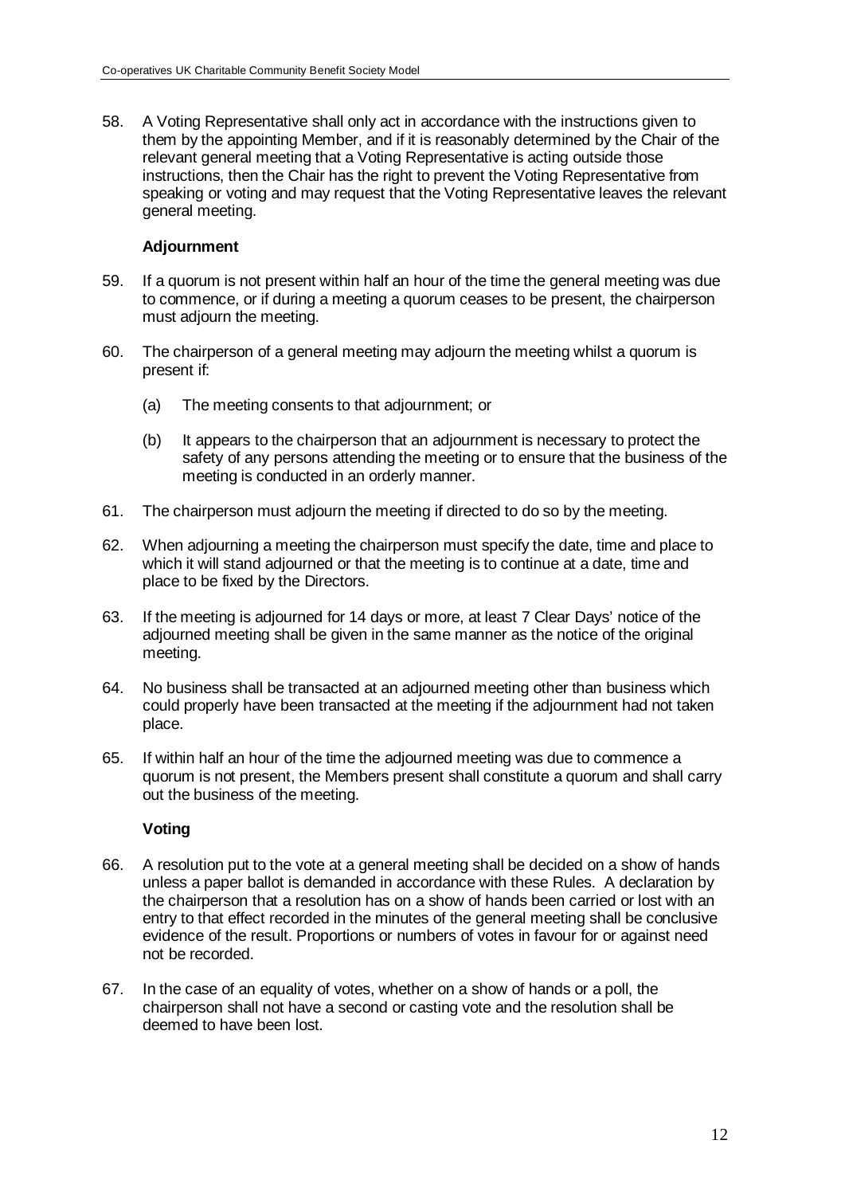58. A Voting Representative shall only act in accordance with the instructions given to them by the appointing Member, and if it is reasonably determined by the Chair of the relevant general meeting that a Voting Representative is acting outside those instructions, then the Chair has the right to prevent the Voting Representative from speaking or voting and may request that the Voting Representative leaves the relevant general meeting.

### Adjournment

59. If a quorum is not present within half an hour of the time the general meeting was due to commence, or if during a meeting a quorum ceases to be present, the chairperson must adjourn the meeting.

60. The chairperson of a general meeting may adjourn the meeting whilst a quorum is present if:

    (a) The meeting consents to that adjournment; or

    (b) It appears to the chairperson that an adjournment is necessary to protect the safety of any persons attending the meeting or to ensure that the business of the meeting is conducted in an orderly manner.

61. The chairperson must adjourn the meeting if directed to do so by the meeting.

62. When adjourning a meeting the chairperson must specify the date, time and place to which it will stand adjourned or that the meeting is to continue at a date, time and place to be fixed by the Directors.

63. If the meeting is adjourned for 14 days or more, at least 7 Clear Days' notice of the adjourned meeting shall be given in the same manner as the notice of the original meeting.

64. No business shall be transacted at an adjourned meeting other than business which could properly have been transacted at the meeting if the adjournment had not taken place.

65. If within half an hour of the time the adjourned meeting was due to commence a quorum is not present, the Members present shall constitute a quorum and shall carry out the business of the meeting.

### Voting

66. A resolution put to the vote at a general meeting shall be decided on a show of hands unless a paper ballot is demanded in accordance with these Rules. A declaration by the chairperson that a resolution has on a show of hands been carried or lost with an entry to that effect recorded in the minutes of the general meeting shall be conclusive evidence of the result. Proportions or numbers of votes in favour for or against need not be recorded.

67. In the case of an equality of votes, whether on a show of hands or a poll, the chairperson shall not have a second or casting vote and the resolution shall be deemed to have been lost.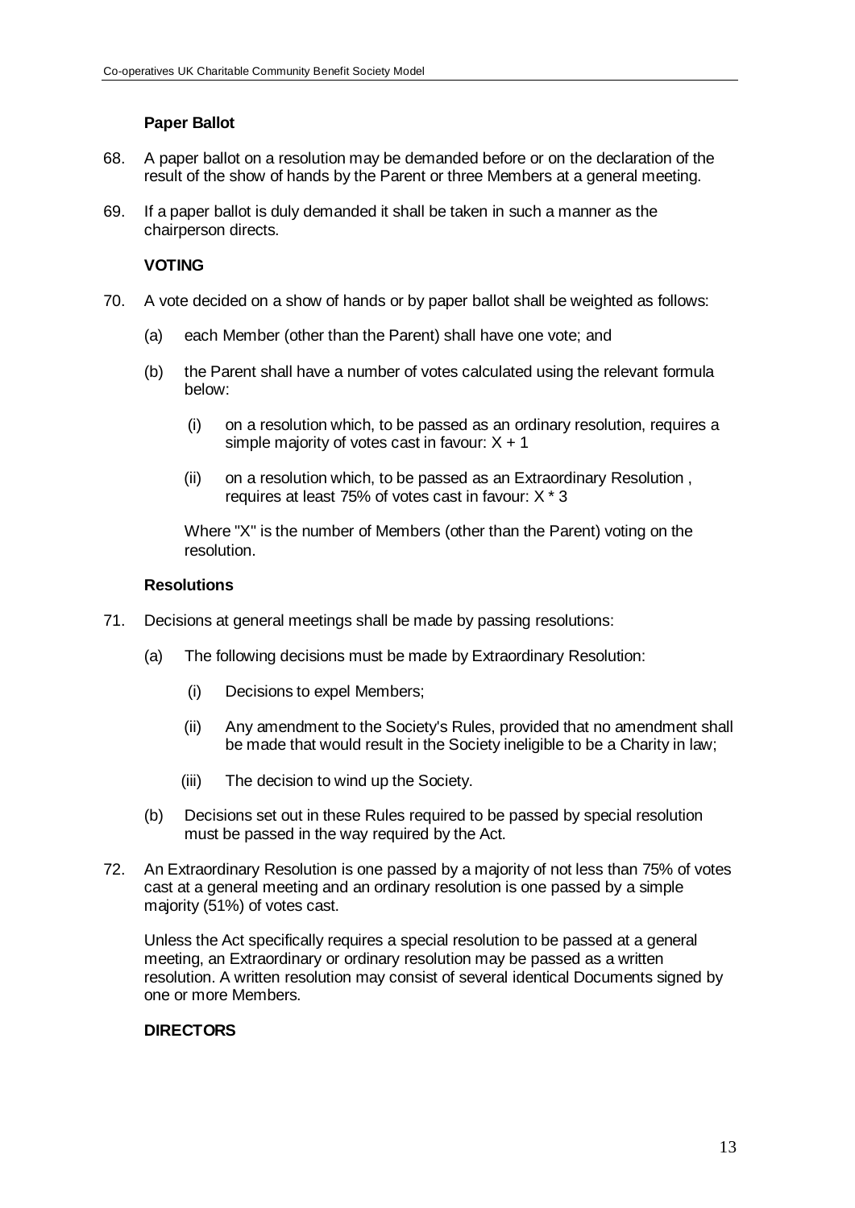**Paper Ballot**

68. A paper ballot on a resolution may be demanded before or on the declaration of the result of the show of hands by the Parent or three Members at a general meeting.

69. If a paper ballot is duly demanded it shall be taken in such a manner as the chairperson directs.

**VOTING**

70. A vote decided on a show of hands or by paper ballot shall be weighted as follows:

    (a) each Member (other than the Parent) shall have one vote; and

    (b) the Parent shall have a number of votes calculated using the relevant formula below:

        (i) on a resolution which, to be passed as an ordinary resolution, requires a simple majority of votes cast in favour: $X + 1$

        (ii) on a resolution which, to be passed as an Extraordinary Resolution , requires at least 75% of votes cast in favour: $X * 3$

    Where "X" is the number of Members (other than the Parent) voting on the resolution.

**Resolutions**

71. Decisions at general meetings shall be made by passing resolutions:

    (a) The following decisions must be made by Extraordinary Resolution:

        (i) Decisions to expel Members;

        (ii) Any amendment to the Society's Rules, provided that no amendment shall be made that would result in the Society ineligible to be a Charity in law;

        (iii) The decision to wind up the Society.

    (b) Decisions set out in these Rules required to be passed by special resolution must be passed in the way required by the Act.

72. An Extraordinary Resolution is one passed by a majority of not less than 75% of votes cast at a general meeting and an ordinary resolution is one passed by a simple majority (51%) of votes cast.

    Unless the Act specifically requires a special resolution to be passed at a general meeting, an Extraordinary or ordinary resolution may be passed as a written resolution. A written resolution may consist of several identical Documents signed by one or more Members.

**DIRECTORS**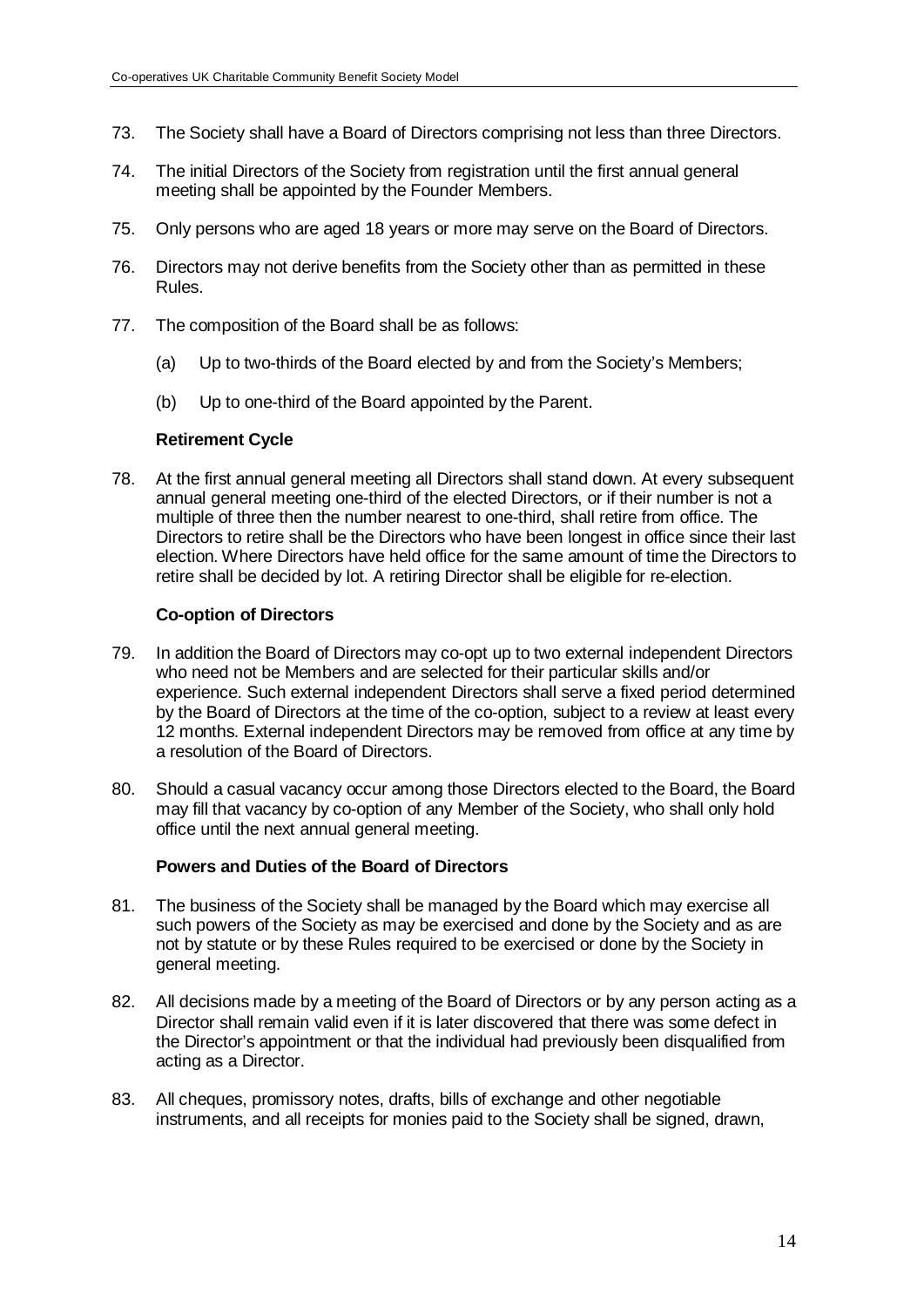73. The Society shall have a Board of Directors comprising not less than three Directors.

74. The initial Directors of the Society from registration until the first annual general meeting shall be appointed by the Founder Members.

75. Only persons who are aged 18 years or more may serve on the Board of Directors.

76. Directors may not derive benefits from the Society other than as permitted in these Rules.

77. The composition of the Board shall be as follows:

    (a) Up to two-thirds of the Board elected by and from the Society's Members;

    (b) Up to one-third of the Board appointed by the Parent.

**Retirement Cycle**

78. At the first annual general meeting all Directors shall stand down. At every subsequent annual general meeting one-third of the elected Directors, or if their number is not a multiple of three then the number nearest to one-third, shall retire from office. The Directors to retire shall be the Directors who have been longest in office since their last election. Where Directors have held office for the same amount of time the Directors to retire shall be decided by lot. A retiring Director shall be eligible for re-election.

**Co-option of Directors**

79. In addition the Board of Directors may co-opt up to two external independent Directors who need not be Members and are selected for their particular skills and/or experience. Such external independent Directors shall serve a fixed period determined by the Board of Directors at the time of the co-option, subject to a review at least every 12 months. External independent Directors may be removed from office at any time by a resolution of the Board of Directors.

80. Should a casual vacancy occur among those Directors elected to the Board, the Board may fill that vacancy by co-option of any Member of the Society, who shall only hold office until the next annual general meeting.

**Powers and Duties of the Board of Directors**

81. The business of the Society shall be managed by the Board which may exercise all such powers of the Society as may be exercised and done by the Society and as are not by statute or by these Rules required to be exercised or done by the Society in general meeting.

82. All decisions made by a meeting of the Board of Directors or by any person acting as a Director shall remain valid even if it is later discovered that there was some defect in the Director's appointment or that the individual had previously been disqualified from acting as a Director.

83. All cheques, promissory notes, drafts, bills of exchange and other negotiable instruments, and all receipts for monies paid to the Society shall be signed, drawn,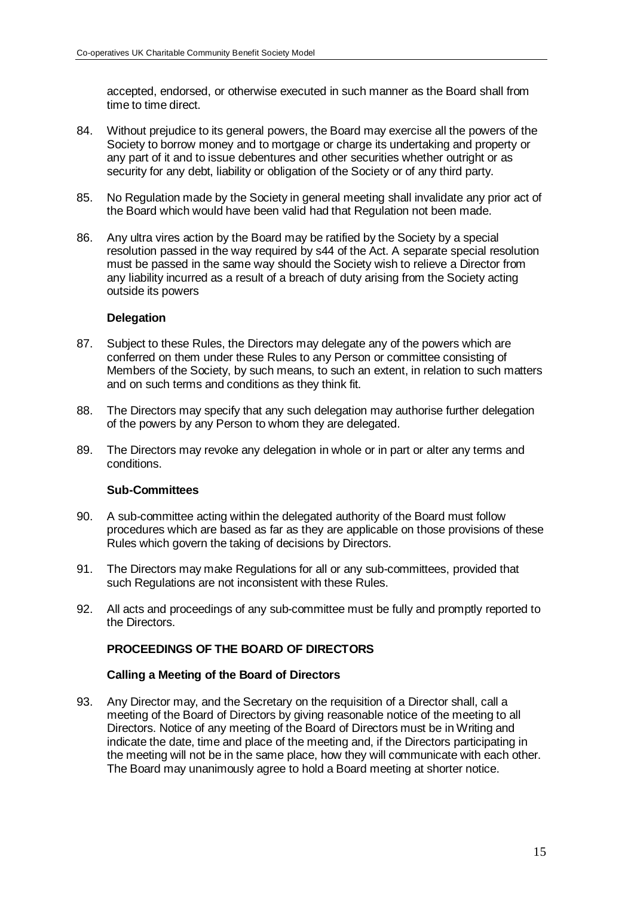accepted, endorsed, or otherwise executed in such manner as the Board shall from time to time direct.

84. Without prejudice to its general powers, the Board may exercise all the powers of the Society to borrow money and to mortgage or charge its undertaking and property or any part of it and to issue debentures and other securities whether outright or as security for any debt, liability or obligation of the Society or of any third party.

85. No Regulation made by the Society in general meeting shall invalidate any prior act of the Board which would have been valid had that Regulation not been made.

86. Any ultra vires action by the Board may be ratified by the Society by a special resolution passed in the way required by s44 of the Act. A separate special resolution must be passed in the same way should the Society wish to relieve a Director from any liability incurred as a result of a breach of duty arising from the Society acting outside its powers

**Delegation**

87. Subject to these Rules, the Directors may delegate any of the powers which are conferred on them under these Rules to any Person or committee consisting of Members of the Society, by such means, to such an extent, in relation to such matters and on such terms and conditions as they think fit.

88. The Directors may specify that any such delegation may authorise further delegation of the powers by any Person to whom they are delegated.

89. The Directors may revoke any delegation in whole or in part or alter any terms and conditions.

**Sub-Committees**

90. A sub-committee acting within the delegated authority of the Board must follow procedures which are based as far as they are applicable on those provisions of these Rules which govern the taking of decisions by Directors.

91. The Directors may make Regulations for all or any sub-committees, provided that such Regulations are not inconsistent with these Rules.

92. All acts and proceedings of any sub-committee must be fully and promptly reported to the Directors.

## PROCEEDINGS OF THE BOARD OF DIRECTORS

**Calling a Meeting of the Board of Directors**

93. Any Director may, and the Secretary on the requisition of a Director shall, call a meeting of the Board of Directors by giving reasonable notice of the meeting to all Directors. Notice of any meeting of the Board of Directors must be in Writing and indicate the date, time and place of the meeting and, if the Directors participating in the meeting will not be in the same place, how they will communicate with each other. The Board may unanimously agree to hold a Board meeting at shorter notice.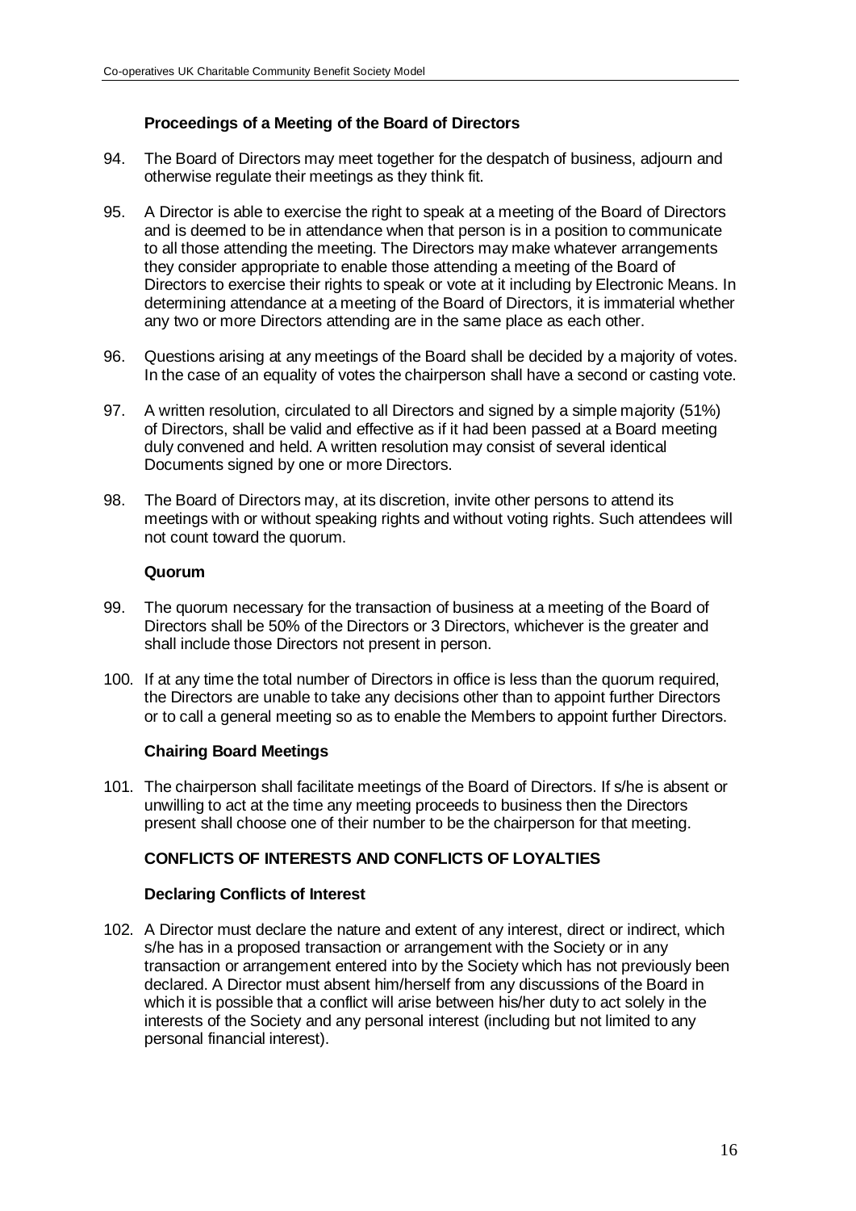### Proceedings of a Meeting of the Board of Directors

94. The Board of Directors may meet together for the despatch of business, adjourn and otherwise regulate their meetings as they think fit.

95. A Director is able to exercise the right to speak at a meeting of the Board of Directors and is deemed to be in attendance when that person is in a position to communicate to all those attending the meeting. The Directors may make whatever arrangements they consider appropriate to enable those attending a meeting of the Board of Directors to exercise their rights to speak or vote at it including by Electronic Means. In determining attendance at a meeting of the Board of Directors, it is immaterial whether any two or more Directors attending are in the same place as each other.

96. Questions arising at any meetings of the Board shall be decided by a majority of votes. In the case of an equality of votes the chairperson shall have a second or casting vote.

97. A written resolution, circulated to all Directors and signed by a simple majority (51%) of Directors, shall be valid and effective as if it had been passed at a Board meeting duly convened and held. A written resolution may consist of several identical Documents signed by one or more Directors.

98. The Board of Directors may, at its discretion, invite other persons to attend its meetings with or without speaking rights and without voting rights. Such attendees will not count toward the quorum.

### Quorum

99. The quorum necessary for the transaction of business at a meeting of the Board of Directors shall be 50% of the Directors or 3 Directors, whichever is the greater and shall include those Directors not present in person.

100. If at any time the total number of Directors in office is less than the quorum required, the Directors are unable to take any decisions other than to appoint further Directors or to call a general meeting so as to enable the Members to appoint further Directors.

### Chairing Board Meetings

101. The chairperson shall facilitate meetings of the Board of Directors. If s/he is absent or unwilling to act at the time any meeting proceeds to business then the Directors present shall choose one of their number to be the chairperson for that meeting.

## CONFLICTS OF INTERESTS AND CONFLICTS OF LOYALTIES

### Declaring Conflicts of Interest

102. A Director must declare the nature and extent of any interest, direct or indirect, which s/he has in a proposed transaction or arrangement with the Society or in any transaction or arrangement entered into by the Society which has not previously been declared. A Director must absent him/herself from any discussions of the Board in which it is possible that a conflict will arise between his/her duty to act solely in the interests of the Society and any personal interest (including but not limited to any personal financial interest).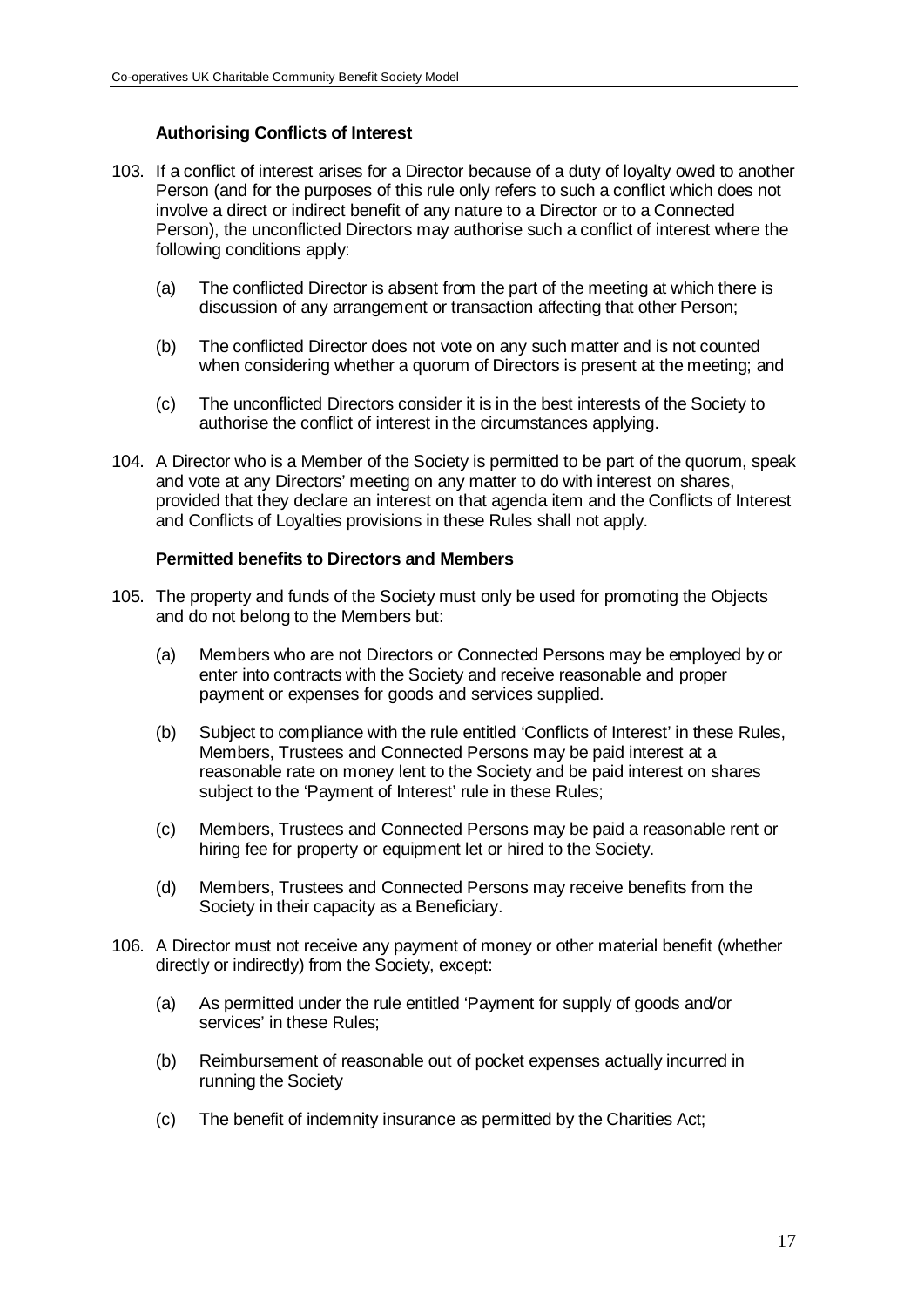### Authorising Conflicts of Interest

103. If a conflict of interest arises for a Director because of a duty of loyalty owed to another Person (and for the purposes of this rule only refers to such a conflict which does not involve a direct or indirect benefit of any nature to a Director or to a Connected Person), the unconflicted Directors may authorise such a conflict of interest where the following conditions apply:

    (a) The conflicted Director is absent from the part of the meeting at which there is discussion of any arrangement or transaction affecting that other Person;

    (b) The conflicted Director does not vote on any such matter and is not counted when considering whether a quorum of Directors is present at the meeting; and

    (c) The unconflicted Directors consider it is in the best interests of the Society to authorise the conflict of interest in the circumstances applying.

104. A Director who is a Member of the Society is permitted to be part of the quorum, speak and vote at any Directors' meeting on any matter to do with interest on shares, provided that they declare an interest on that agenda item and the Conflicts of Interest and Conflicts of Loyalties provisions in these Rules shall not apply.

### Permitted benefits to Directors and Members

105. The property and funds of the Society must only be used for promoting the Objects and do not belong to the Members but:

    (a) Members who are not Directors or Connected Persons may be employed by or enter into contracts with the Society and receive reasonable and proper payment or expenses for goods and services supplied.

    (b) Subject to compliance with the rule entitled 'Conflicts of Interest' in these Rules, Members, Trustees and Connected Persons may be paid interest at a reasonable rate on money lent to the Society and be paid interest on shares subject to the 'Payment of Interest' rule in these Rules;

    (c) Members, Trustees and Connected Persons may be paid a reasonable rent or hiring fee for property or equipment let or hired to the Society.

    (d) Members, Trustees and Connected Persons may receive benefits from the Society in their capacity as a Beneficiary.

106. A Director must not receive any payment of money or other material benefit (whether directly or indirectly) from the Society, except:

    (a) As permitted under the rule entitled 'Payment for supply of goods and/or services' in these Rules;

    (b) Reimbursement of reasonable out of pocket expenses actually incurred in running the Society

    (c) The benefit of indemnity insurance as permitted by the Charities Act;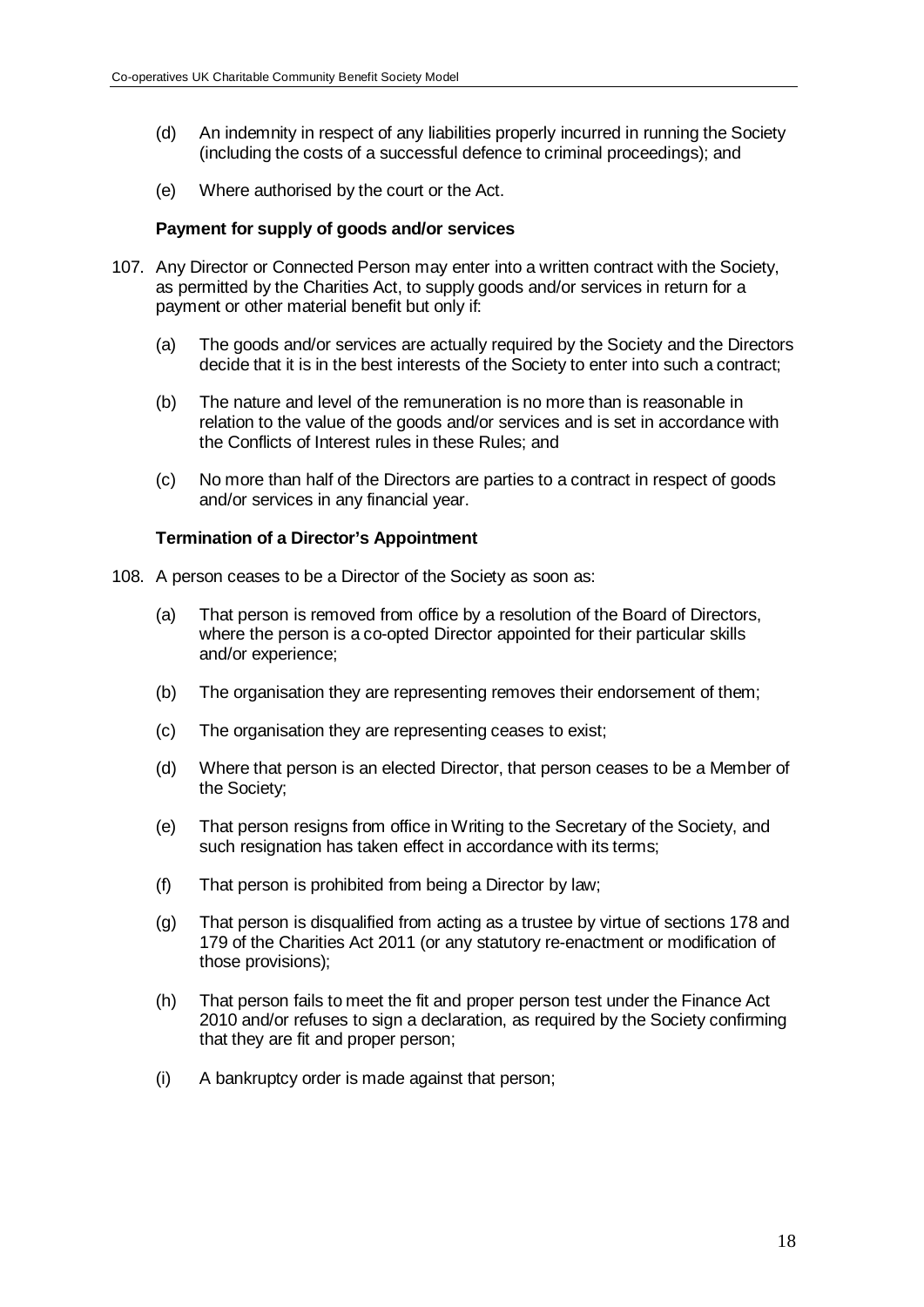(d) An indemnity in respect of any liabilities properly incurred in running the Society (including the costs of a successful defence to criminal proceedings); and

(e) Where authorised by the court or the Act.

**Payment for supply of goods and/or services**

107. Any Director or Connected Person may enter into a written contract with the Society, as permitted by the Charities Act, to supply goods and/or services in return for a payment or other material benefit but only if:

(a) The goods and/or services are actually required by the Society and the Directors decide that it is in the best interests of the Society to enter into such a contract;

(b) The nature and level of the remuneration is no more than is reasonable in relation to the value of the goods and/or services and is set in accordance with the Conflicts of Interest rules in these Rules; and

(c) No more than half of the Directors are parties to a contract in respect of goods and/or services in any financial year.

**Termination of a Director's Appointment**

108. A person ceases to be a Director of the Society as soon as:

(a) That person is removed from office by a resolution of the Board of Directors, where the person is a co-opted Director appointed for their particular skills and/or experience;

(b) The organisation they are representing removes their endorsement of them;

(c) The organisation they are representing ceases to exist;

(d) Where that person is an elected Director, that person ceases to be a Member of the Society;

(e) That person resigns from office in Writing to the Secretary of the Society, and such resignation has taken effect in accordance with its terms;

(f) That person is prohibited from being a Director by law;

(g) That person is disqualified from acting as a trustee by virtue of sections 178 and 179 of the Charities Act 2011 (or any statutory re-enactment or modification of those provisions);

(h) That person fails to meet the fit and proper person test under the Finance Act 2010 and/or refuses to sign a declaration, as required by the Society confirming that they are fit and proper person;

(i) A bankruptcy order is made against that person;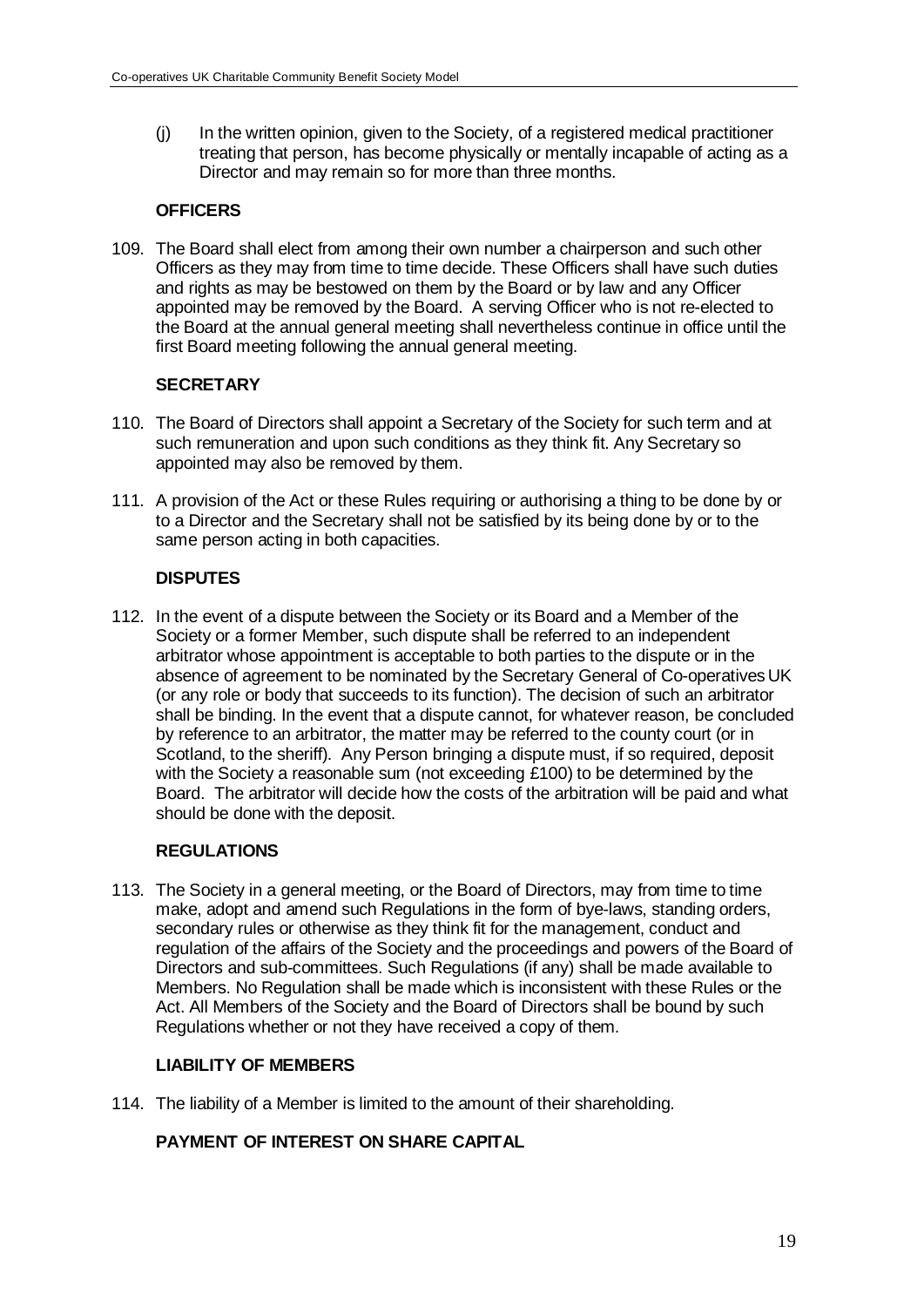(j) In the written opinion, given to the Society, of a registered medical practitioner treating that person, has become physically or mentally incapable of acting as a Director and may remain so for more than three months.

## OFFICERS

109. The Board shall elect from among their own number a chairperson and such other Officers as they may from time to time decide. These Officers shall have such duties and rights as may be bestowed on them by the Board or by law and any Officer appointed may be removed by the Board. A serving Officer who is not re-elected to the Board at the annual general meeting shall nevertheless continue in office until the first Board meeting following the annual general meeting.

## SECRETARY

110. The Board of Directors shall appoint a Secretary of the Society for such term and at such remuneration and upon such conditions as they think fit. Any Secretary so appointed may also be removed by them.

111. A provision of the Act or these Rules requiring or authorising a thing to be done by or to a Director and the Secretary shall not be satisfied by its being done by or to the same person acting in both capacities.

## DISPUTES

112. In the event of a dispute between the Society or its Board and a Member of the Society or a former Member, such dispute shall be referred to an independent arbitrator whose appointment is acceptable to both parties to the dispute or in the absence of agreement to be nominated by the Secretary General of Co-operatives UK (or any role or body that succeeds to its function). The decision of such an arbitrator shall be binding. In the event that a dispute cannot, for whatever reason, be concluded by reference to an arbitrator, the matter may be referred to the county court (or in Scotland, to the sheriff). Any Person bringing a dispute must, if so required, deposit with the Society a reasonable sum (not exceeding £100) to be determined by the Board. The arbitrator will decide how the costs of the arbitration will be paid and what should be done with the deposit.

## REGULATIONS

113. The Society in a general meeting, or the Board of Directors, may from time to time make, adopt and amend such Regulations in the form of bye-laws, standing orders, secondary rules or otherwise as they think fit for the management, conduct and regulation of the affairs of the Society and the proceedings and powers of the Board of Directors and sub-committees. Such Regulations (if any) shall be made available to Members. No Regulation shall be made which is inconsistent with these Rules or the Act. All Members of the Society and the Board of Directors shall be bound by such Regulations whether or not they have received a copy of them.

## LIABILITY OF MEMBERS

114. The liability of a Member is limited to the amount of their shareholding.

## PAYMENT OF INTEREST ON SHARE CAPITAL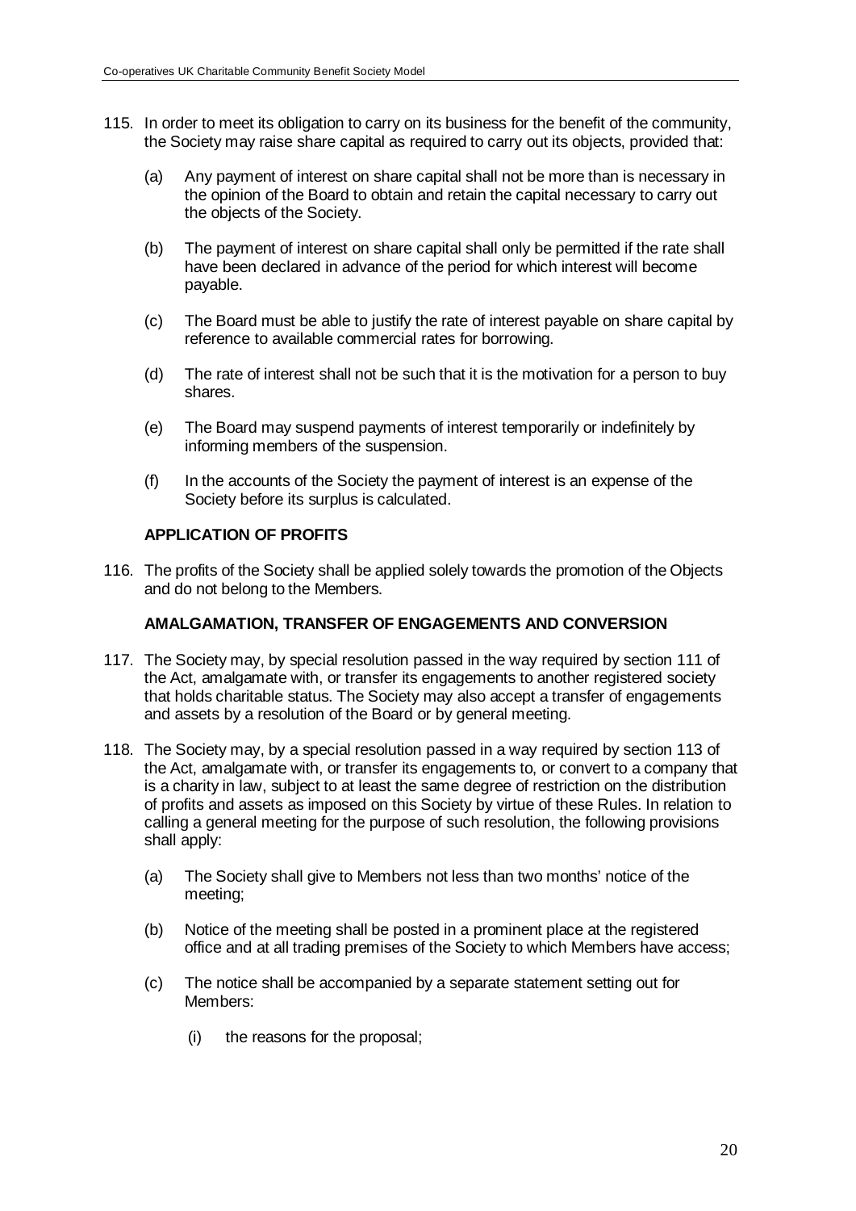115. In order to meet its obligation to carry on its business for the benefit of the community, the Society may raise share capital as required to carry out its objects, provided that:

    (a) Any payment of interest on share capital shall not be more than is necessary in the opinion of the Board to obtain and retain the capital necessary to carry out the objects of the Society.

    (b) The payment of interest on share capital shall only be permitted if the rate shall have been declared in advance of the period for which interest will become payable.

    (c) The Board must be able to justify the rate of interest payable on share capital by reference to available commercial rates for borrowing.

    (d) The rate of interest shall not be such that it is the motivation for a person to buy shares.

    (e) The Board may suspend payments of interest temporarily or indefinitely by informing members of the suspension.

    (f) In the accounts of the Society the payment of interest is an expense of the Society before its surplus is calculated.

**APPLICATION OF PROFITS**

116. The profits of the Society shall be applied solely towards the promotion of the Objects and do not belong to the Members.

**AMALGAMATION, TRANSFER OF ENGAGEMENTS AND CONVERSION**

117. The Society may, by special resolution passed in the way required by section 111 of the Act, amalgamate with, or transfer its engagements to another registered society that holds charitable status. The Society may also accept a transfer of engagements and assets by a resolution of the Board or by general meeting.

118. The Society may, by a special resolution passed in a way required by section 113 of the Act, amalgamate with, or transfer its engagements to, or convert to a company that is a charity in law, subject to at least the same degree of restriction on the distribution of profits and assets as imposed on this Society by virtue of these Rules. In relation to calling a general meeting for the purpose of such resolution, the following provisions shall apply:

    (a) The Society shall give to Members not less than two months' notice of the meeting;

    (b) Notice of the meeting shall be posted in a prominent place at the registered office and at all trading premises of the Society to which Members have access;

    (c) The notice shall be accompanied by a separate statement setting out for Members:

        (i) the reasons for the proposal;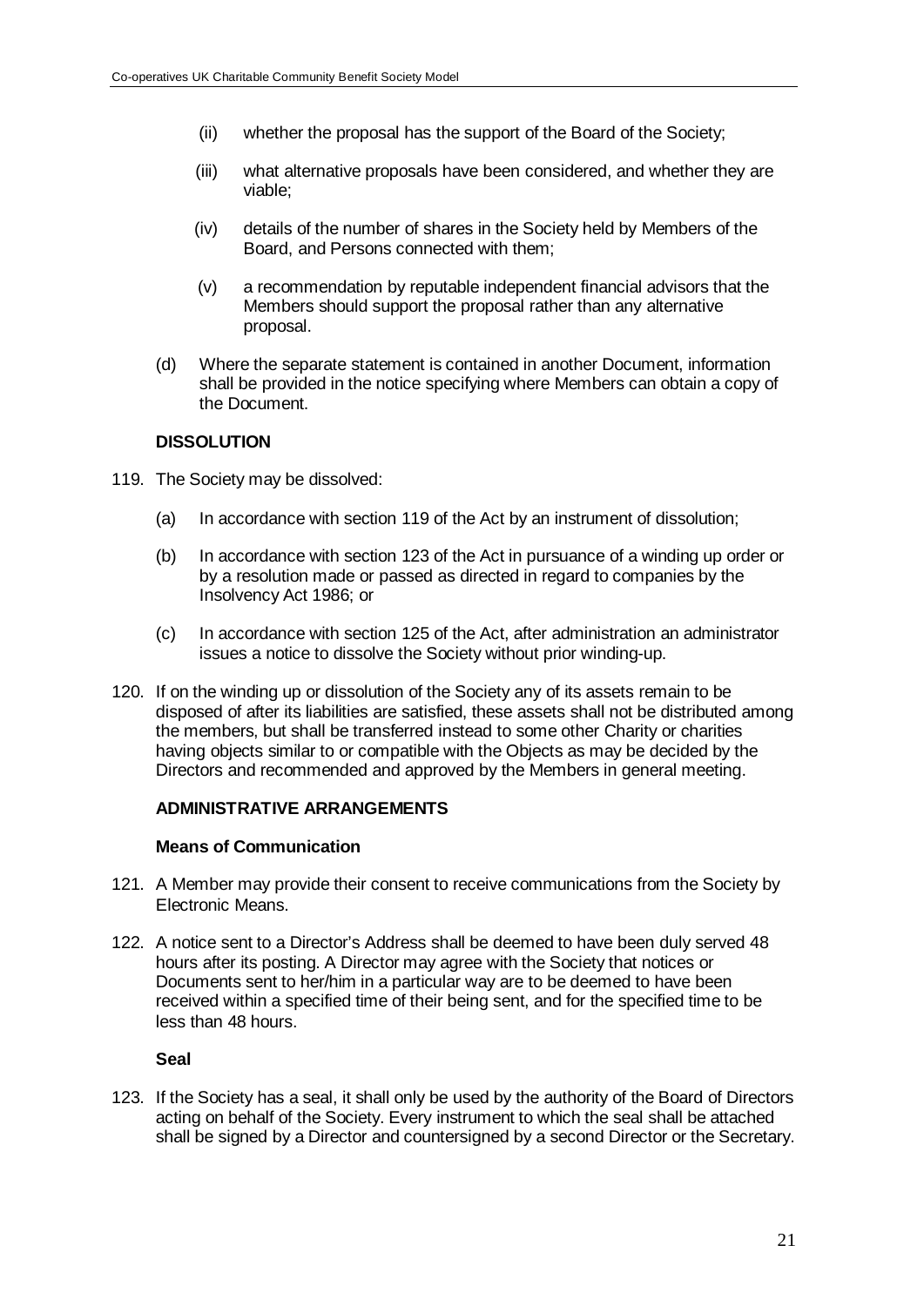(ii) whether the proposal has the support of the Board of the Society;

(iii) what alternative proposals have been considered, and whether they are viable;

(iv) details of the number of shares in the Society held by Members of the Board, and Persons connected with them;

(v) a recommendation by reputable independent financial advisors that the Members should support the proposal rather than any alternative proposal.

(d) Where the separate statement is contained in another Document, information shall be provided in the notice specifying where Members can obtain a copy of the Document.

**DISSOLUTION**

119. The Society may be dissolved:

(a) In accordance with section 119 of the Act by an instrument of dissolution;

(b) In accordance with section 123 of the Act in pursuance of a winding up order or by a resolution made or passed as directed in regard to companies by the Insolvency Act 1986; or

(c) In accordance with section 125 of the Act, after administration an administrator issues a notice to dissolve the Society without prior winding-up.

120. If on the winding up or dissolution of the Society any of its assets remain to be disposed of after its liabilities are satisfied, these assets shall not be distributed among the members, but shall be transferred instead to some other Charity or charities having objects similar to or compatible with the Objects as may be decided by the Directors and recommended and approved by the Members in general meeting.

**ADMINISTRATIVE ARRANGEMENTS**

**Means of Communication**

121. A Member may provide their consent to receive communications from the Society by Electronic Means.

122. A notice sent to a Director's Address shall be deemed to have been duly served 48 hours after its posting. A Director may agree with the Society that notices or Documents sent to her/him in a particular way are to be deemed to have been received within a specified time of their being sent, and for the specified time to be less than 48 hours.

**Seal**

123. If the Society has a seal, it shall only be used by the authority of the Board of Directors acting on behalf of the Society. Every instrument to which the seal shall be attached shall be signed by a Director and countersigned by a second Director or the Secretary.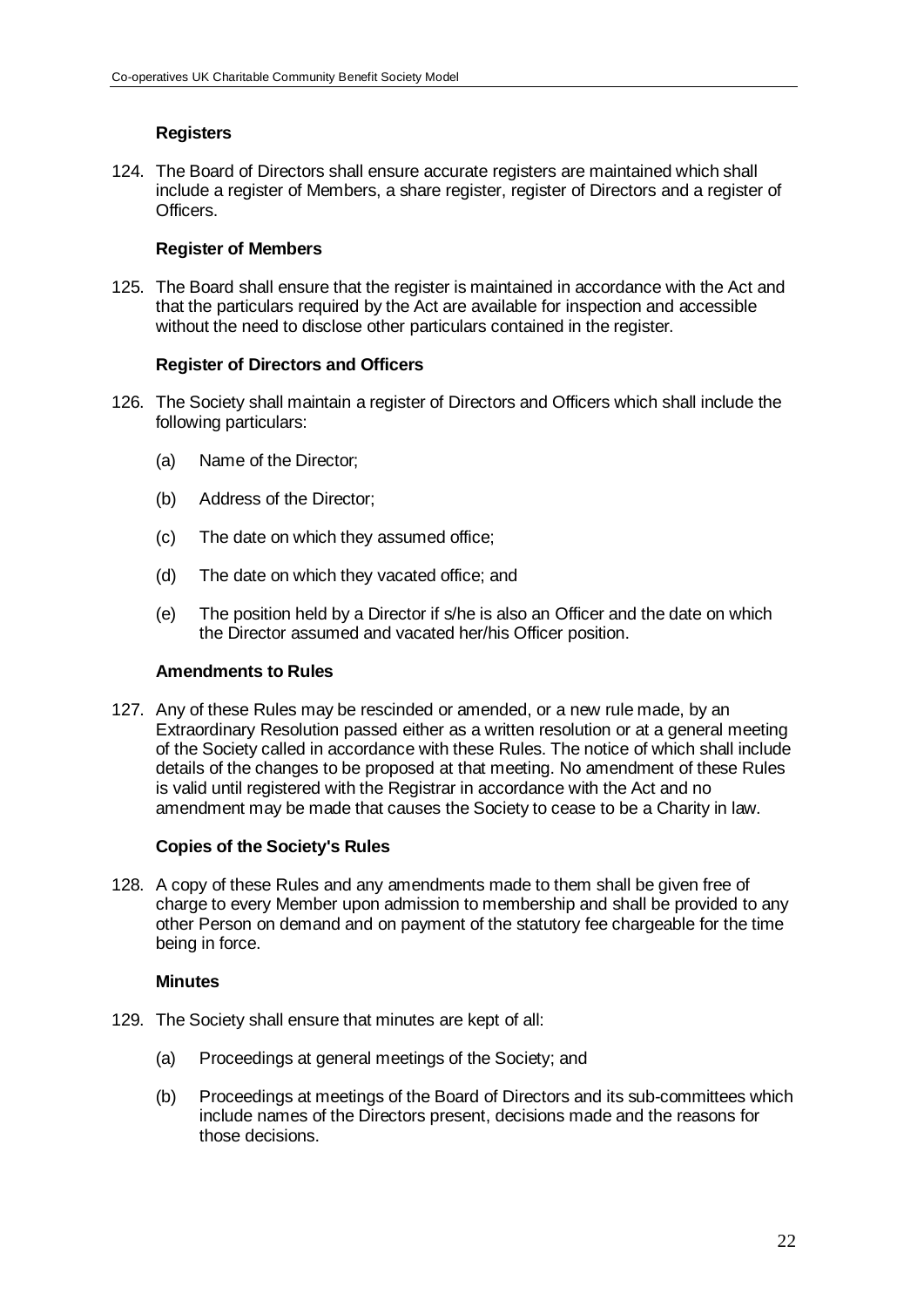### Registers

124. The Board of Directors shall ensure accurate registers are maintained which shall include a register of Members, a share register, register of Directors and a register of Officers.

### Register of Members

125. The Board shall ensure that the register is maintained in accordance with the Act and that the particulars required by the Act are available for inspection and accessible without the need to disclose other particulars contained in the register.

### Register of Directors and Officers

126. The Society shall maintain a register of Directors and Officers which shall include the following particulars:

    (a) Name of the Director;

    (b) Address of the Director;

    (c) The date on which they assumed office;

    (d) The date on which they vacated office; and

    (e) The position held by a Director if s/he is also an Officer and the date on which the Director assumed and vacated her/his Officer position.

### Amendments to Rules

127. Any of these Rules may be rescinded or amended, or a new rule made, by an Extraordinary Resolution passed either as a written resolution or at a general meeting of the Society called in accordance with these Rules. The notice of which shall include details of the changes to be proposed at that meeting. No amendment of these Rules is valid until registered with the Registrar in accordance with the Act and no amendment may be made that causes the Society to cease to be a Charity in law.

### Copies of the Society's Rules

128. A copy of these Rules and any amendments made to them shall be given free of charge to every Member upon admission to membership and shall be provided to any other Person on demand and on payment of the statutory fee chargeable for the time being in force.

### Minutes

129. The Society shall ensure that minutes are kept of all:

    (a) Proceedings at general meetings of the Society; and

    (b) Proceedings at meetings of the Board of Directors and its sub-committees which include names of the Directors present, decisions made and the reasons for those decisions.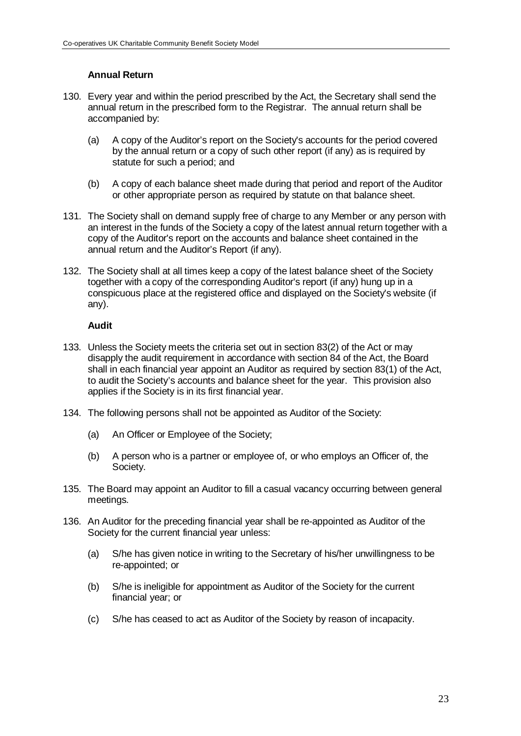### Annual Return

130. Every year and within the period prescribed by the Act, the Secretary shall send the annual return in the prescribed form to the Registrar. The annual return shall be accompanied by:

    (a) A copy of the Auditor's report on the Society's accounts for the period covered by the annual return or a copy of such other report (if any) as is required by statute for such a period; and

    (b) A copy of each balance sheet made during that period and report of the Auditor or other appropriate person as required by statute on that balance sheet.

131. The Society shall on demand supply free of charge to any Member or any person with an interest in the funds of the Society a copy of the latest annual return together with a copy of the Auditor's report on the accounts and balance sheet contained in the annual return and the Auditor's Report (if any).

132. The Society shall at all times keep a copy of the latest balance sheet of the Society together with a copy of the corresponding Auditor's report (if any) hung up in a conspicuous place at the registered office and displayed on the Society's website (if any).

### Audit

133. Unless the Society meets the criteria set out in section 83(2) of the Act or may disapply the audit requirement in accordance with section 84 of the Act, the Board shall in each financial year appoint an Auditor as required by section 83(1) of the Act, to audit the Society's accounts and balance sheet for the year. This provision also applies if the Society is in its first financial year.

134. The following persons shall not be appointed as Auditor of the Society:

    (a) An Officer or Employee of the Society;

    (b) A person who is a partner or employee of, or who employs an Officer of, the Society.

135. The Board may appoint an Auditor to fill a casual vacancy occurring between general meetings.

136. An Auditor for the preceding financial year shall be re-appointed as Auditor of the Society for the current financial year unless:

    (a) S/he has given notice in writing to the Secretary of his/her unwillingness to be re-appointed; or

    (b) S/he is ineligible for appointment as Auditor of the Society for the current financial year; or

    (c) S/he has ceased to act as Auditor of the Society by reason of incapacity.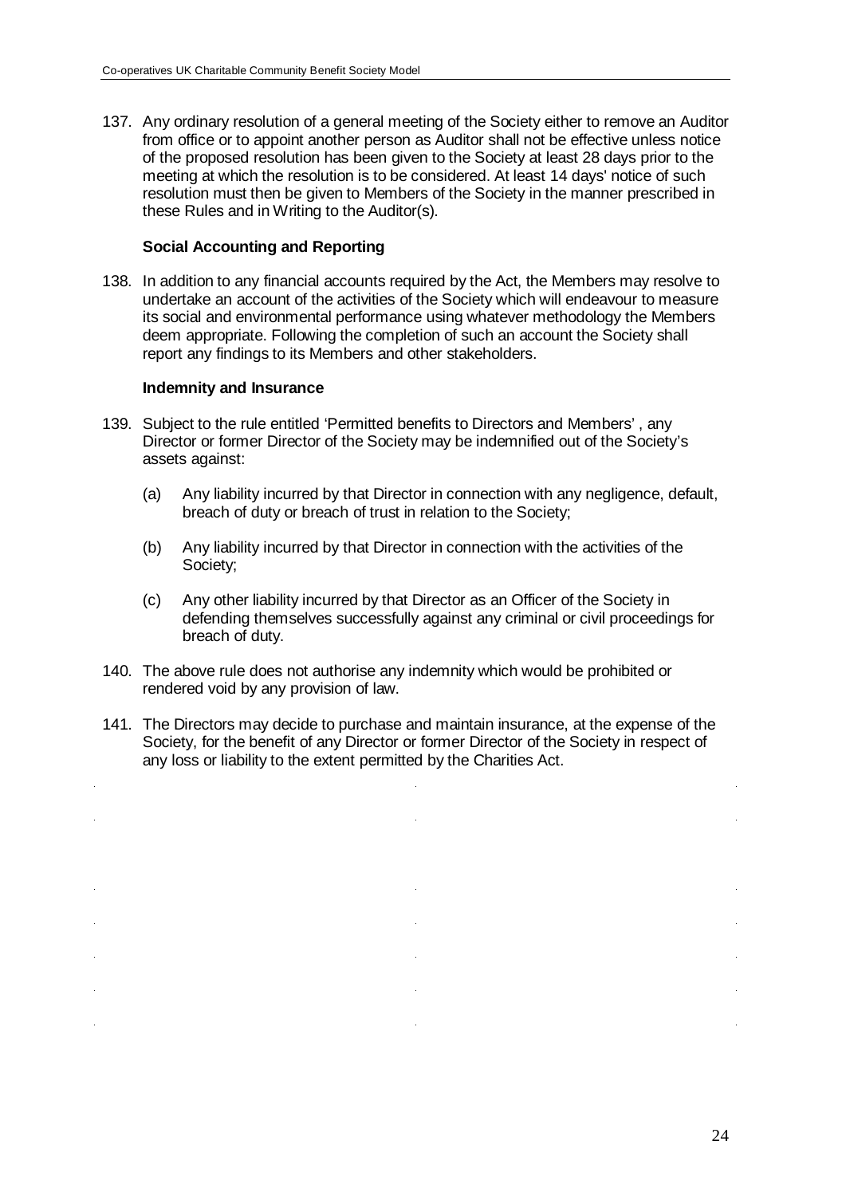137. Any ordinary resolution of a general meeting of the Society either to remove an Auditor from office or to appoint another person as Auditor shall not be effective unless notice of the proposed resolution has been given to the Society at least 28 days prior to the meeting at which the resolution is to be considered. At least 14 days' notice of such resolution must then be given to Members of the Society in the manner prescribed in these Rules and in Writing to the Auditor(s).

**Social Accounting and Reporting**

138. In addition to any financial accounts required by the Act, the Members may resolve to undertake an account of the activities of the Society which will endeavour to measure its social and environmental performance using whatever methodology the Members deem appropriate. Following the completion of such an account the Society shall report any findings to its Members and other stakeholders.

**Indemnity and Insurance**

139. Subject to the rule entitled 'Permitted benefits to Directors and Members' , any Director or former Director of the Society may be indemnified out of the Society's assets against:

    (a) Any liability incurred by that Director in connection with any negligence, default, breach of duty or breach of trust in relation to the Society;

    (b) Any liability incurred by that Director in connection with the activities of the Society;

    (c) Any other liability incurred by that Director as an Officer of the Society in defending themselves successfully against any criminal or civil proceedings for breach of duty.

140. The above rule does not authorise any indemnity which would be prohibited or rendered void by any provision of law.

141. The Directors may decide to purchase and maintain insurance, at the expense of the Society, for the benefit of any Director or former Director of the Society in respect of any loss or liability to the extent permitted by the Charities Act.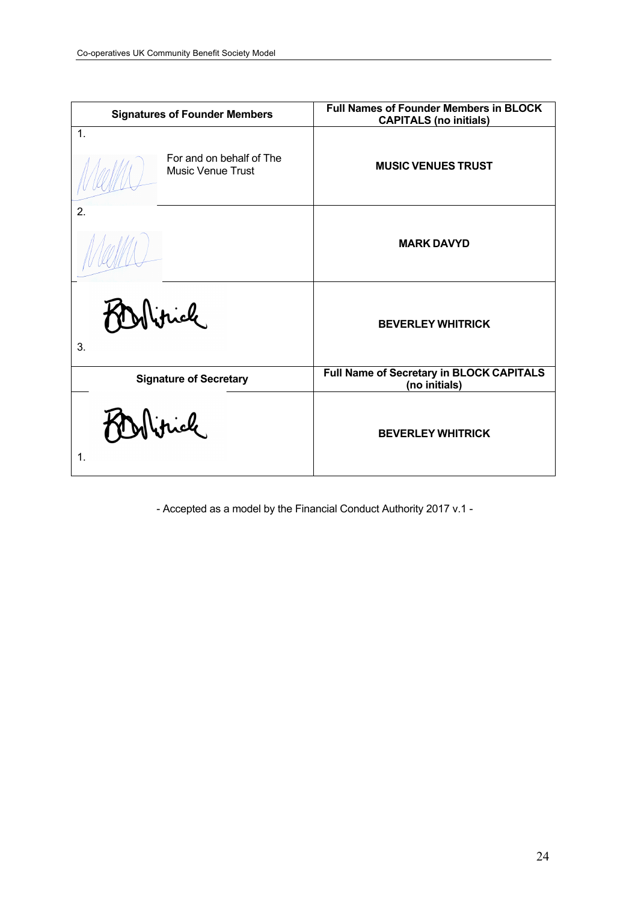| Signatures of Founder Members | Full Names of Founder Members in BLOCK CAPITALS (no initials) |
| --- | --- |
| 1. For and on behalf of The Music Venue Trust | MUSIC VENUES TRUST |
| 2. | MARK DAVYD |
| 3. | BEVERLEY WHITRICK |
| **Signature of Secretary** | **Full Name of Secretary in BLOCK CAPITALS (no initials)** |
| 1. | BEVERLEY WHITRICK |

- Accepted as a model by the Financial Conduct Authority 2017 v.1 -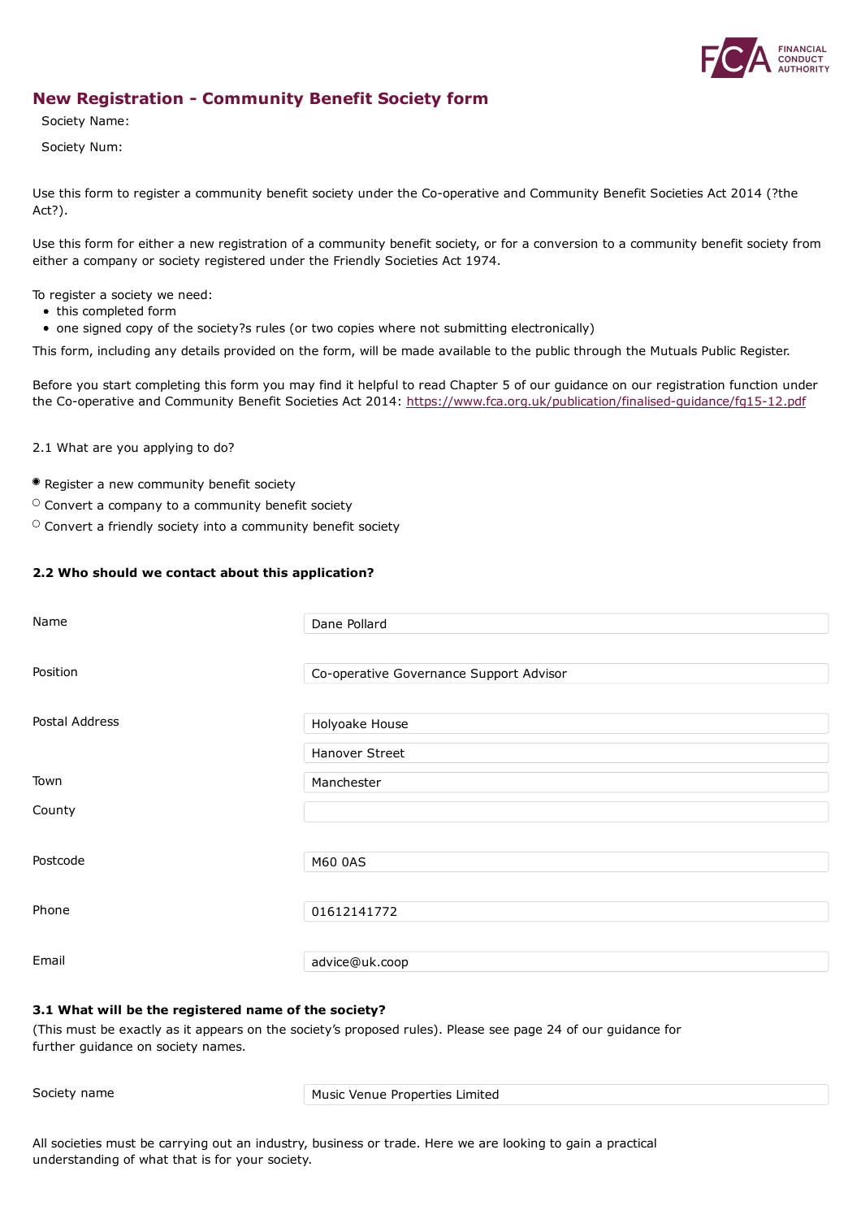# New Registration - Community Benefit Society form

Society Name:

Society Num:

Use this form to register a community benefit society under the Co-operative and Community Benefit Societies Act 2014 (?the Act?).

Use this form for either a new registration of a community benefit society, or for a conversion to a community benefit society from either a company or society registered under the Friendly Societies Act 1974.

To register a society we need:

- this completed form
- one signed copy of the society?s rules (or two copies where not submitting electronically)

This form, including any details provided on the form, will be made available to the public through the Mutuals Public Register.

Before you start completing this form you may find it helpful to read Chapter 5 of our guidance on our registration function under the Co-operative and Community Benefit Societies Act 2014: https://www.fca.org.uk/publication/finalised-guidance/fg15-12.pdf

2.1 What are you applying to do?

- (●) Register a new community benefit society
- ( ) Convert a company to a community benefit society
- ( ) Convert a friendly society into a community benefit society

**2.2 Who should we contact about this application?**

| | |
|---|---|
| Name | Dane Pollard |
| Position | Co-operative Governance Support Advisor |
| Postal Address | Holyoake House |
| | Hanover Street |
| Town | Manchester |
| County | |
| Postcode | M60 0AS |
| Phone | 01612141772 |
| Email | advice@uk.coop |

**3.1 What will be the registered name of the society?**

(This must be exactly as it appears on the society's proposed rules). Please see page 24 of our guidance for further guidance on society names.

| | |
|---|---|
| Society name | Music Venue Properties Limited |

All societies must be carrying out an industry, business or trade. Here we are looking to gain a practical understanding of what that is for your society.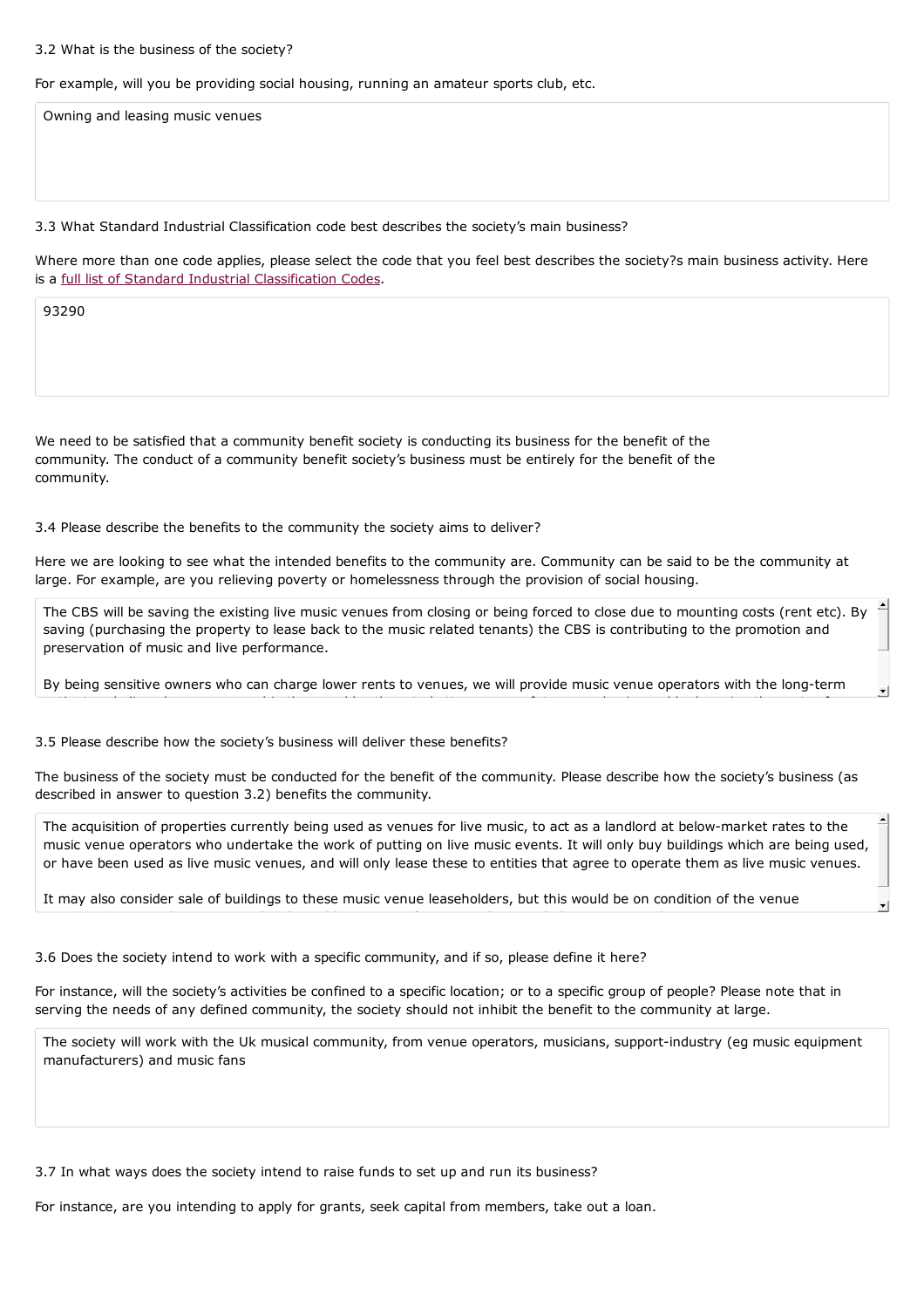3.2 What is the business of the society?

For example, will you be providing social housing, running an amateur sports club, etc.

> Owning and leasing music venues

3.3 What Standard Industrial Classification code best describes the society’s main business?

Where more than one code applies, please select the code that you feel best describes the society?s main business activity. Here is a full list of Standard Industrial Classification Codes.

> 93290

We need to be satisfied that a community benefit society is conducting its business for the benefit of the community. The conduct of a community benefit society’s business must be entirely for the benefit of the community.

3.4 Please describe the benefits to the community the society aims to deliver?

Here we are looking to see what the intended benefits to the community are. Community can be said to be the community at large. For example, are you relieving poverty or homelessness through the provision of social housing.

> The CBS will be saving the existing live music venues from closing or being forced to close due to mounting costs (rent etc). By saving (purchasing the property to lease back to the music related tenants) the CBS is contributing to the promotion and preservation of music and live performance.
>
> By being sensitive owners who can charge lower rents to venues, we will provide music venue operators with the long-term

3.5 Please describe how the society’s business will deliver these benefits?

The business of the society must be conducted for the benefit of the community. Please describe how the society’s business (as described in answer to question 3.2) benefits the community.

> The acquisition of properties currently being used as venues for live music, to act as a landlord at below-market rates to the music venue operators who undertake the work of putting on live music events. It will only buy buildings which are being used, or have been used as live music venues, and will only lease these to entities that agree to operate them as live music venues.
>
> It may also consider sale of buildings to these music venue leaseholders, but this would be on condition of the venue

3.6 Does the society intend to work with a specific community, and if so, please define it here?

For instance, will the society’s activities be confined to a specific location; or to a specific group of people? Please note that in serving the needs of any defined community, the society should not inhibit the benefit to the community at large.

> The society will work with the Uk musical community, from venue operators, musicians, support-industry (eg music equipment manufacturers) and music fans

3.7 In what ways does the society intend to raise funds to set up and run its business?

For instance, are you intending to apply for grants, seek capital from members, take out a loan.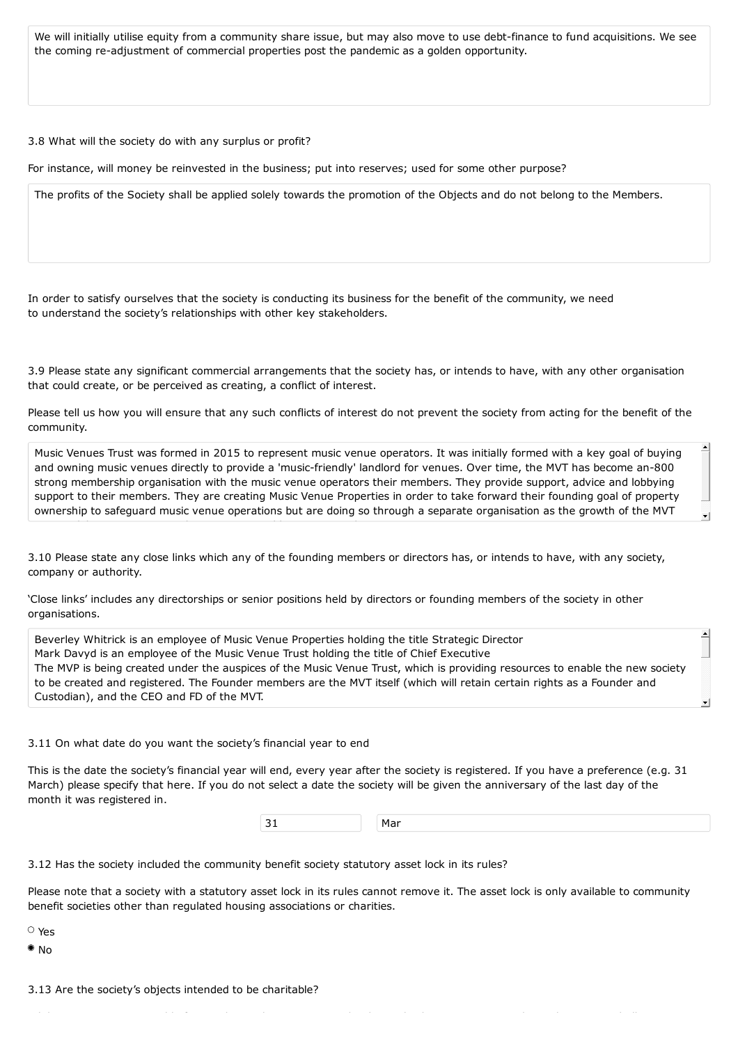We will initially utilise equity from a community share issue, but may also move to use debt-finance to fund acquisitions. We see the coming re-adjustment of commercial properties post the pandemic as a golden opportunity.

3.8 What will the society do with any surplus or profit?

For instance, will money be reinvested in the business; put into reserves; used for some other purpose?

The profits of the Society shall be applied solely towards the promotion of the Objects and do not belong to the Members.

In order to satisfy ourselves that the society is conducting its business for the benefit of the community, we need to understand the society's relationships with other key stakeholders.

3.9 Please state any significant commercial arrangements that the society has, or intends to have, with any other organisation that could create, or be perceived as creating, a conflict of interest.

Please tell us how you will ensure that any such conflicts of interest do not prevent the society from acting for the benefit of the community.

Music Venues Trust was formed in 2015 to represent music venue operators. It was initially formed with a key goal of buying and owning music venues directly to provide a 'music-friendly' landlord for venues. Over time, the MVT has become an-800 strong membership organisation with the music venue operators their members. They provide support, advice and lobbying support to their members. They are creating Music Venue Properties in order to take forward their founding goal of property ownership to safeguard music venue operations but are doing so through a separate organisation as the growth of the MVT

3.10 Please state any close links which any of the founding members or directors has, or intends to have, with any society, company or authority.

'Close links' includes any directorships or senior positions held by directors or founding members of the society in other organisations.

Beverley Whitrick is an employee of Music Venue Properties holding the title Strategic Director
Mark Davyd is an employee of the Music Venue Trust holding the title of Chief Executive
The MVP is being created under the auspices of the Music Venue Trust, which is providing resources to enable the new society to be created and registered. The Founder members are the MVT itself (which will retain certain rights as a Founder and Custodian), and the CEO and FD of the MVT.

3.11 On what date do you want the society's financial year to end

This is the date the society's financial year will end, every year after the society is registered. If you have a preference (e.g. 31 March) please specify that here. If you do not select a date the society will be given the anniversary of the last day of the month it was registered in.

31 Mar

3.12 Has the society included the community benefit society statutory asset lock in its rules?

Please note that a society with a statutory asset lock in its rules cannot remove it. The asset lock is only available to community benefit societies other than regulated housing associations or charities.

- ○ Yes
- ● No

3.13 Are the society's objects intended to be charitable?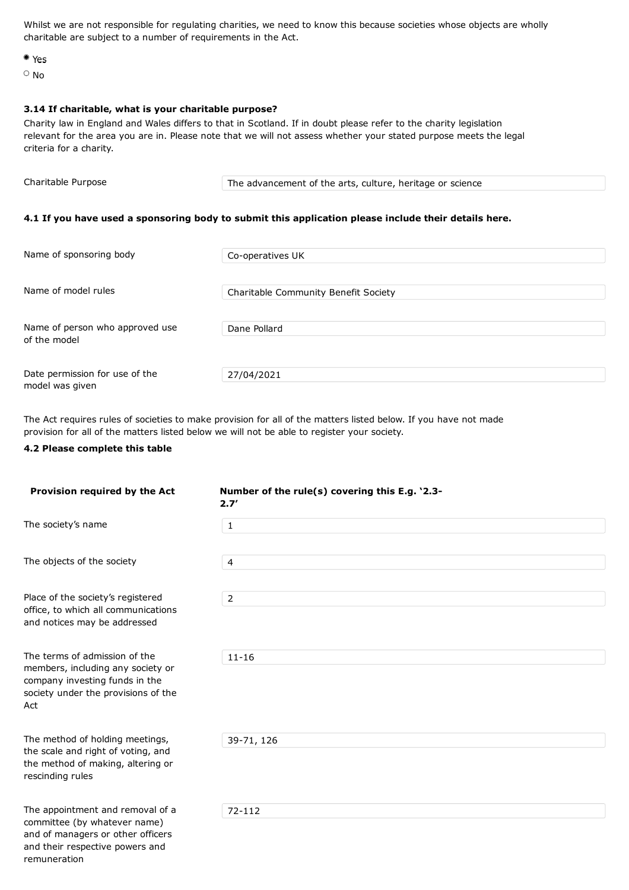Whilst we are not responsible for regulating charities, we need to know this because societies whose objects are wholly charitable are subject to a number of requirements in the Act.

- ◉ Yes
- ○ No

**3.14 If charitable, what is your charitable purpose?**

Charity law in England and Wales differs to that in Scotland. If in doubt please refer to the charity legislation relevant for the area you are in. Please note that we will not assess whether your stated purpose meets the legal criteria for a charity.

| | |
|---|---|
| Charitable Purpose | The advancement of the arts, culture, heritage or science |

**4.1 If you have used a sponsoring body to submit this application please include their details here.**

| | |
|---|---|
| Name of sponsoring body | Co-operatives UK |
| Name of model rules | Charitable Community Benefit Society |
| Name of person who approved use of the model | Dane Pollard |
| Date permission for use of the model was given | 27/04/2021 |

The Act requires rules of societies to make provision for all of the matters listed below. If you have not made provision for all of the matters listed below we will not be able to register your society.

**4.2 Please complete this table**

| Provision required by the Act | Number of the rule(s) covering this E.g. '2.3-2.7' |
|---|---|
| The society's name | 1 |
| The objects of the society | 4 |
| Place of the society's registered office, to which all communications and notices may be addressed | 2 |
| The terms of admission of the members, including any society or company investing funds in the society under the provisions of the Act | 11-16 |
| The method of holding meetings, the scale and right of voting, and the method of making, altering or rescinding rules | 39-71, 126 |
| The appointment and removal of a committee (by whatever name) and of managers or other officers and their respective powers and remuneration | 72-112 |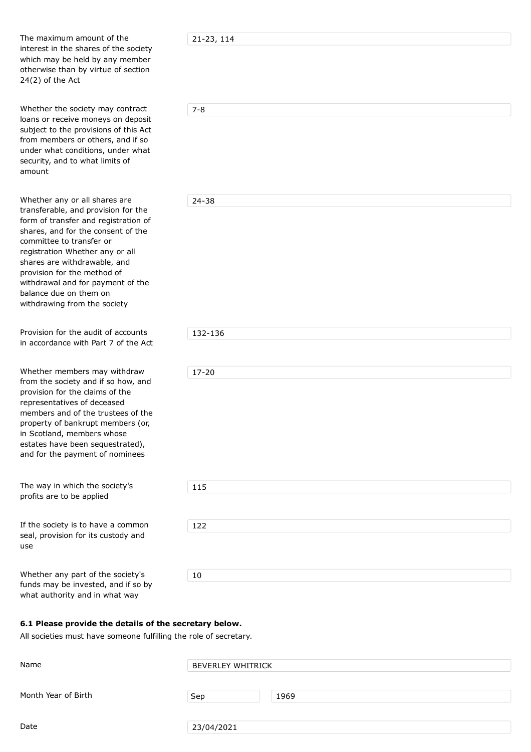| | |
|---|---|
| The maximum amount of the interest in the shares of the society which may be held by any member otherwise than by virtue of section 24(2) of the Act | 21-23, 114 |
| Whether the society may contract loans or receive moneys on deposit subject to the provisions of this Act from members or others, and if so under what conditions, under what security, and to what limits of amount | 7-8 |
| Whether any or all shares are transferable, and provision for the form of transfer and registration of shares, and for the consent of the committee to transfer or registration Whether any or all shares are withdrawable, and provision for the method of withdrawal and for payment of the balance due on them on withdrawing from the society | 24-38 |
| Provision for the audit of accounts in accordance with Part 7 of the Act | 132-136 |
| Whether members may withdraw from the society and if so how, and provision for the claims of the representatives of deceased members and of the trustees of the property of bankrupt members (or, in Scotland, members whose estates have been sequestrated), and for the payment of nominees | 17-20 |
| The way in which the society's profits are to be applied | 115 |
| If the society is to have a common seal, provision for its custody and use | 122 |
| Whether any part of the society's funds may be invested, and if so by what authority and in what way | 10 |

**6.1 Please provide the details of the secretary below.**

All societies must have someone fulfilling the role of secretary.

| | | |
|---|---|---|
| Name | BEVERLEY WHITRICK | |
| Month Year of Birth | Sep | 1969 |
| Date | 23/04/2021 | |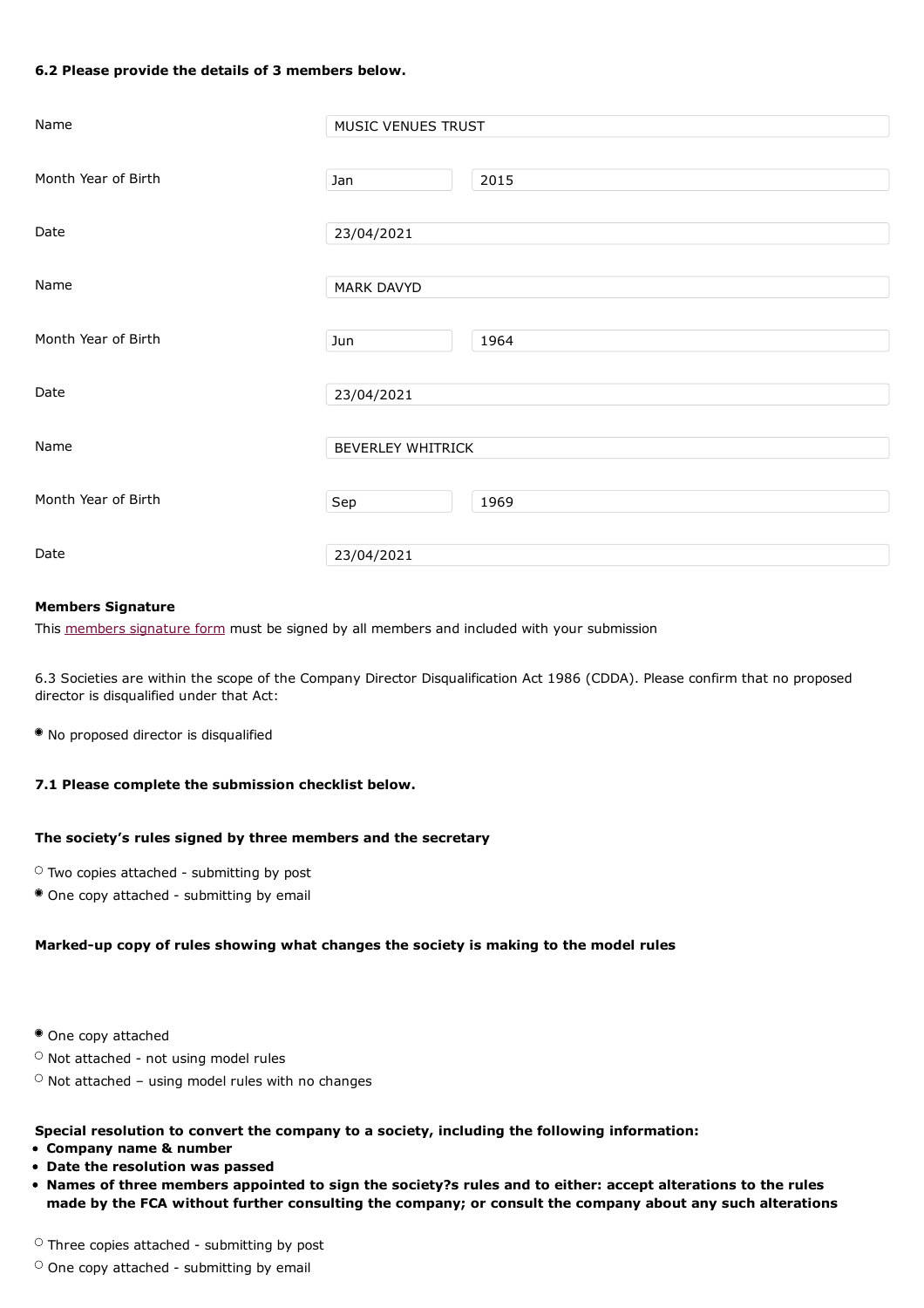**6.2 Please provide the details of 3 members below.**

| | | |
|---|---|---|
| Name | MUSIC VENUES TRUST | |
| Month Year of Birth | Jan | 2015 |
| Date | 23/04/2021 | |
| Name | MARK DAVYD | |
| Month Year of Birth | Jun | 1964 |
| Date | 23/04/2021 | |
| Name | BEVERLEY WHITRICK | |
| Month Year of Birth | Sep | 1969 |
| Date | 23/04/2021 | |

**Members Signature**

This members signature form must be signed by all members and included with your submission

6.3 Societies are within the scope of the Company Director Disqualification Act 1986 (CDDA). Please confirm that no proposed director is disqualified under that Act:

- ◉ No proposed director is disqualified

**7.1 Please complete the submission checklist below.**

**The society's rules signed by three members and the secretary**

- ○ Two copies attached - submitting by post
- ◉ One copy attached - submitting by email

**Marked-up copy of rules showing what changes the society is making to the model rules**

- ◉ One copy attached
- ○ Not attached - not using model rules
- ○ Not attached – using model rules with no changes

**Special resolution to convert the company to a society, including the following information:**

- **Company name & number**
- **Date the resolution was passed**
- **Names of three members appointed to sign the society?s rules and to either: accept alterations to the rules made by the FCA without further consulting the company; or consult the company about any such alterations**

- ○ Three copies attached - submitting by post
- ○ One copy attached - submitting by email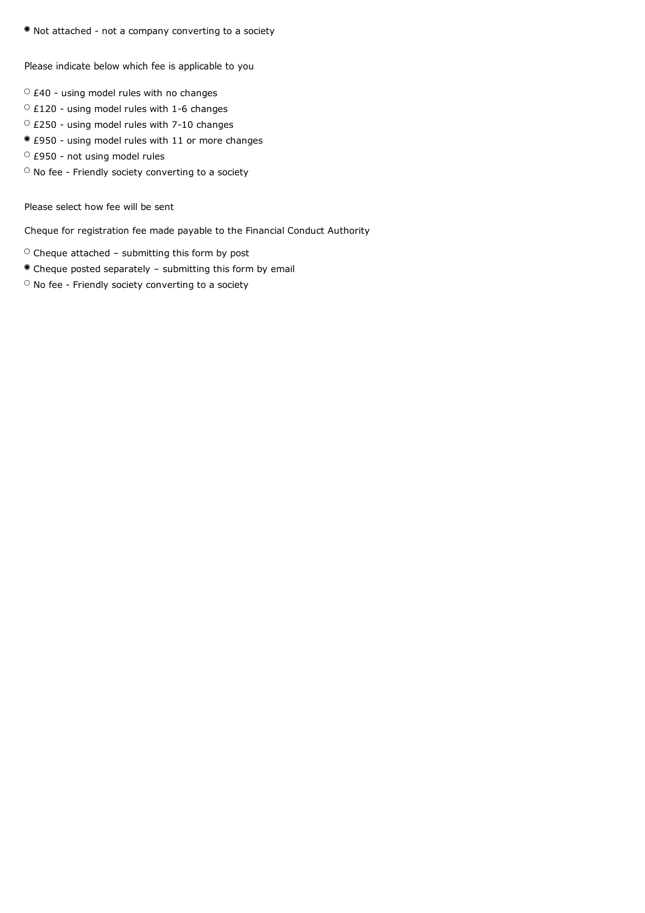◉ Not attached - not a company converting to a society

Please indicate below which fee is applicable to you

○ £40 - using model rules with no changes
○ £120 - using model rules with 1-6 changes
○ £250 - using model rules with 7-10 changes
◉ £950 - using model rules with 11 or more changes
○ £950 - not using model rules
○ No fee - Friendly society converting to a society

Please select how fee will be sent

Cheque for registration fee made payable to the Financial Conduct Authority

○ Cheque attached – submitting this form by post
◉ Cheque posted separately – submitting this form by email
○ No fee - Friendly society converting to a society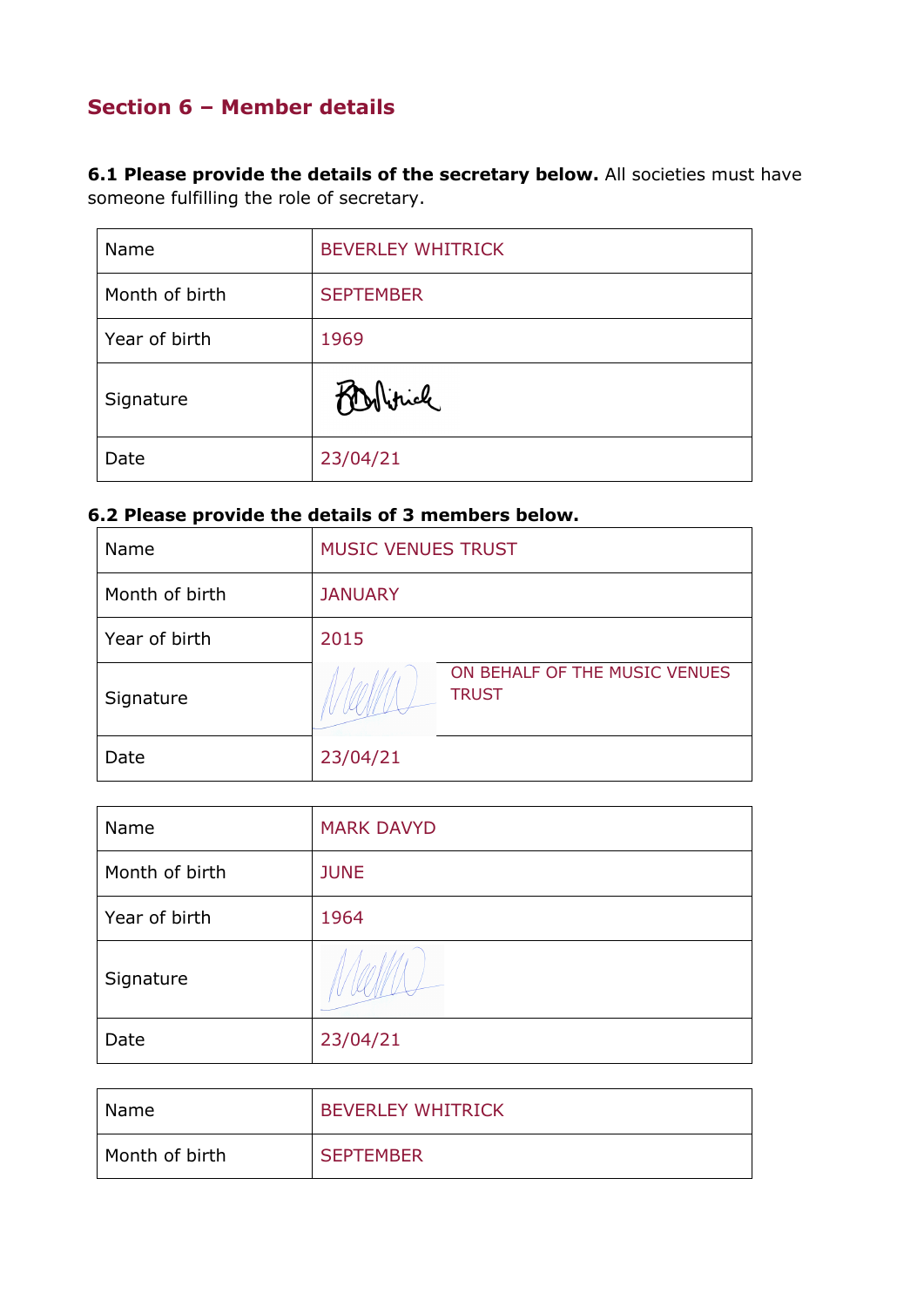## Section 6 – Member details

**6.1 Please provide the details of the secretary below.** All societies must have someone fulfilling the role of secretary.

| Name | BEVERLEY WHITRICK |
|---|---|
| Month of birth | SEPTEMBER |
| Year of birth | 1969 |
| Signature | |
| Date | 23/04/21 |

**6.2 Please provide the details of 3 members below.**

| Name | MUSIC VENUES TRUST |
|---|---|
| Month of birth | JANUARY |
| Year of birth | 2015 |
| Signature | ON BEHALF OF THE MUSIC VENUES TRUST |
| Date | 23/04/21 |

| Name | MARK DAVYD |
|---|---|
| Month of birth | JUNE |
| Year of birth | 1964 |
| Signature | |
| Date | 23/04/21 |

| Name | BEVERLEY WHITRICK |
|---|---|
| Month of birth | SEPTEMBER |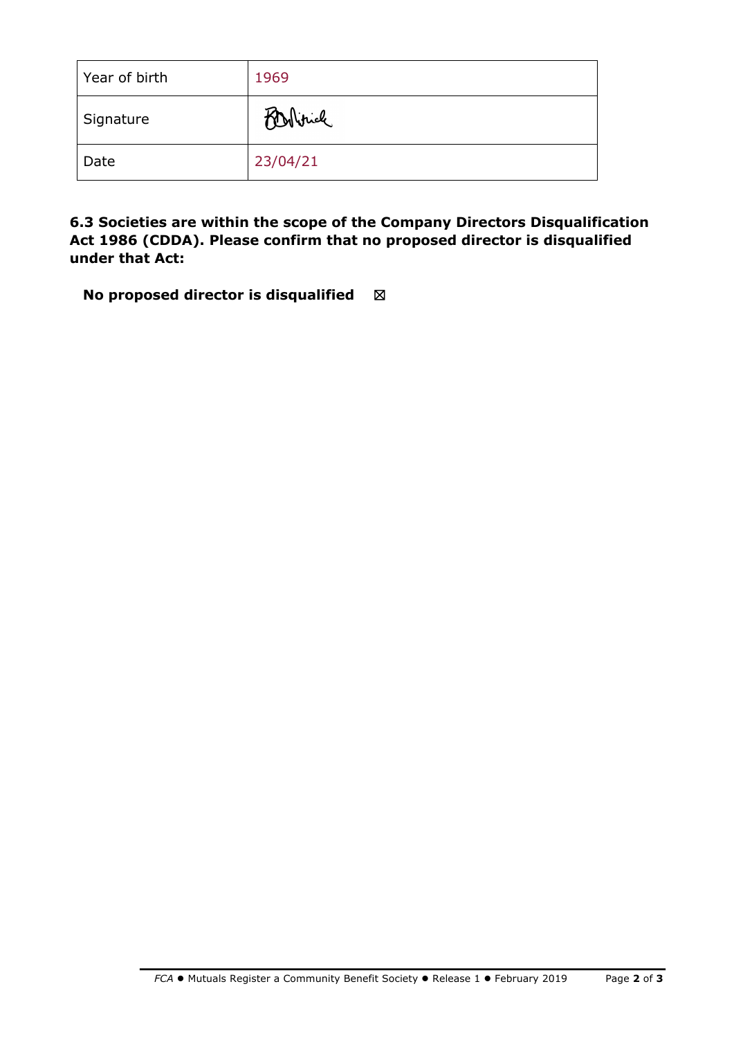| | |
|---|---|
| Year of birth | 1969 |
| Signature | |
| Date | 23/04/21 |

**6.3 Societies are within the scope of the Company Directors Disqualification Act 1986 (CDDA). Please confirm that no proposed director is disqualified under that Act:**

**No proposed director is disqualified** ☒